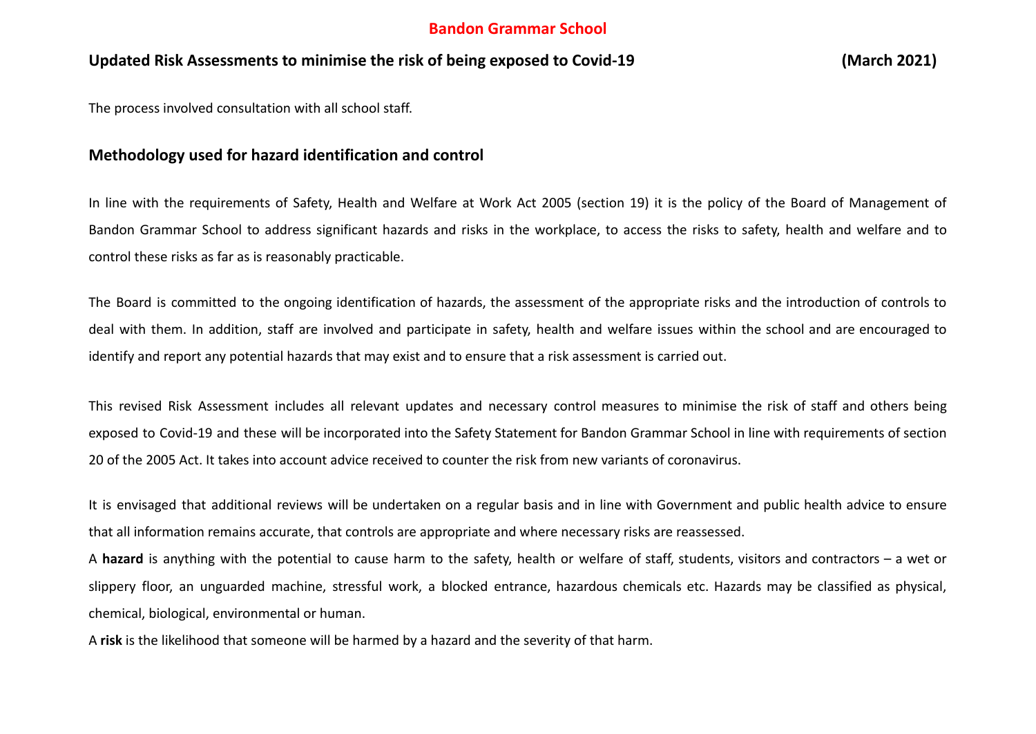# Bandon Grammar School

## Updated Risk Assessments to minimise the risk of being exposed to Covid-19 (March 2021)

The process involved consultation with all school staff.

## Methodology used for hazard identification and control

In line with the requirements of Safety, Health and Welfare at Work Act 2005 (section 19) it is the policy of the Board of Management of Bandon Grammar School to address significant hazards and risks in the workplace, to access the risks to safety, health and welfare and to control these risks as far as is reasonably practicable.

The Board is committed to the ongoing identification of hazards, the assessment of the appropriate risks and the introduction of controls to deal with them. In addition, staff are involved and participate in safety, health and welfare issues within the school and are encouraged to identify and report any potential hazards that may exist and to ensure that a risk assessment is carried out.

This revised Risk Assessment includes all relevant updates and necessary control measures to minimise the risk of staff and others being exposed to Covid-19 and these will be incorporated into the Safety Statement for Bandon Grammar School in line with requirements of section 20 of the 2005 Act. It takes into account advice received to counter the risk from new variants of coronavirus.

It is envisaged that additional reviews will be undertaken on a regular basis and in line with Government and public health advice to ensure that all information remains accurate, that controls are appropriate and where necessary risks are reassessed.

A **hazard** is anything with the potential to cause harm to the safety, health or welfare of staff, students, visitors and contractors – a wet or slippery floor, an unguarded machine, stressful work, a blocked entrance, hazardous chemicals etc. Hazards may be classified as physical, chemical, biological, environmental or human.

A **risk** is the likelihood that someone will be harmed by a hazard and the severity of that harm.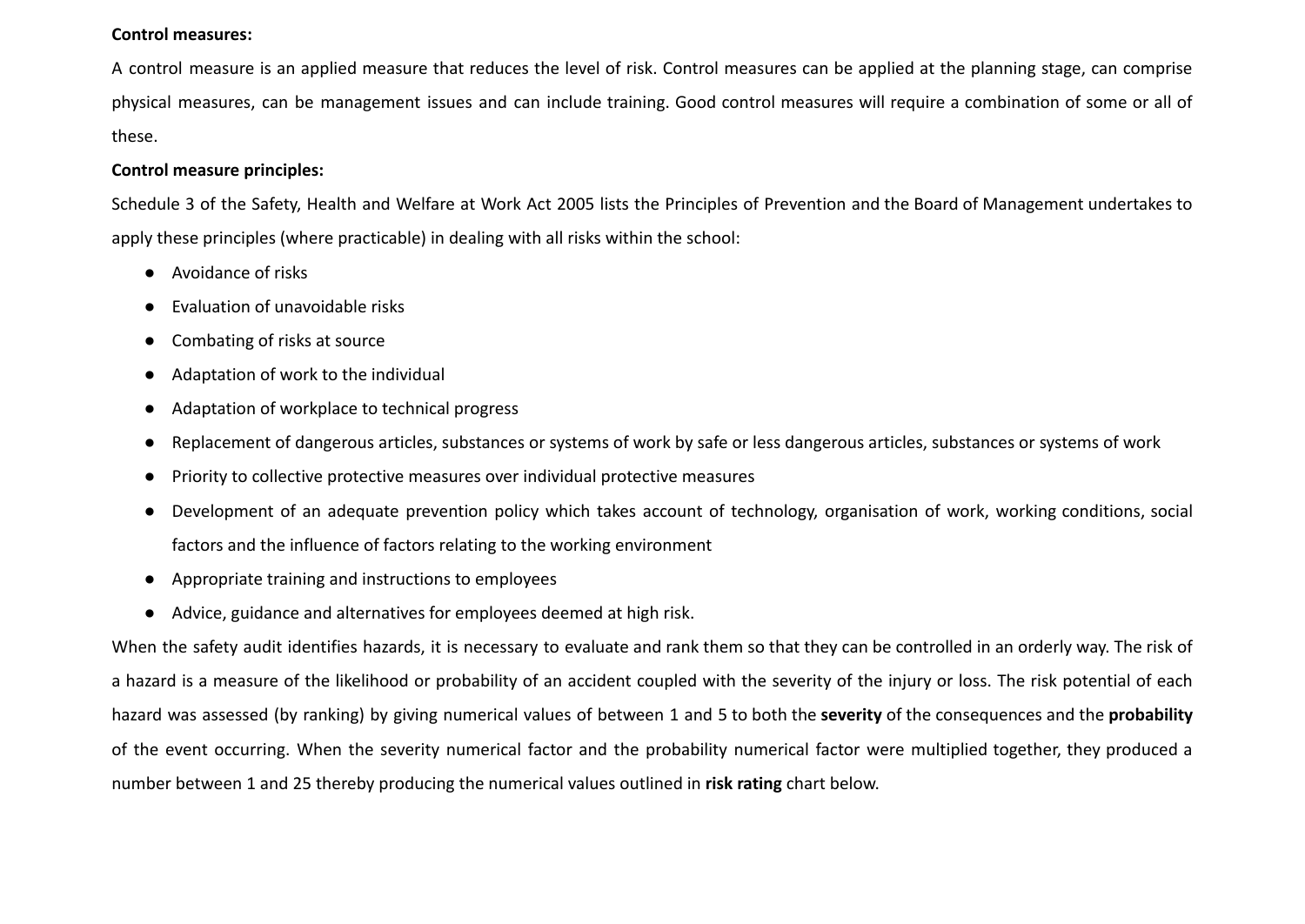**Control measures:**

A control measure is an applied measure that reduces the level of risk. Control measures can be applied at the planning stage, can comprise physical measures, can be management issues and can include training. Good control measures will require a combination of some or all of these.

**Control measure principles:**

Schedule 3 of the Safety, Health and Welfare at Work Act 2005 lists the Principles of Prevention and the Board of Management undertakes to apply these principles (where practicable) in dealing with all risks within the school:

- Avoidance of risks
- Evaluation of unavoidable risks
- Combating of risks at source
- Adaptation of work to the individual
- Adaptation of workplace to technical progress
- Replacement of dangerous articles, substances or systems of work by safe or less dangerous articles, substances or systems of work
- Priority to collective protective measures over individual protective measures
- Development of an adequate prevention policy which takes account of technology, organisation of work, working conditions, social factors and the influence of factors relating to the working environment
- Appropriate training and instructions to employees
- Advice, guidance and alternatives for employees deemed at high risk.

When the safety audit identifies hazards, it is necessary to evaluate and rank them so that they can be controlled in an orderly way. The risk of a hazard is a measure of the likelihood or probability of an accident coupled with the severity of the injury or loss. The risk potential of each hazard was assessed (by ranking) by giving numerical values of between 1 and 5 to both the **severity** of the consequences and the **probability** of the event occurring. When the severity numerical factor and the probability numerical factor were multiplied together, they produced a number between 1 and 25 thereby producing the numerical values outlined in **risk rating** chart below.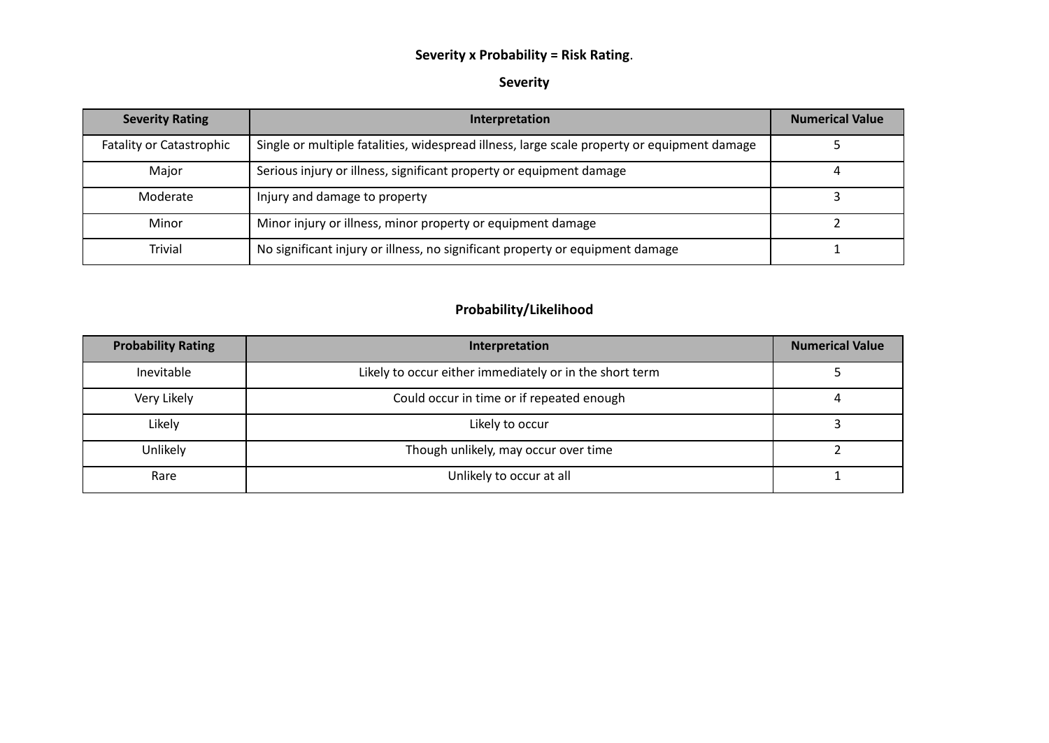**Severity x Probability = Risk Rating**.

## Severity

| Severity Rating | Interpretation | Numerical Value |
| --- | --- | --- |
| Fatality or Catastrophic | Single or multiple fatalities, widespread illness, large scale property or equipment damage | 5 |
| Major | Serious injury or illness, significant property or equipment damage | 4 |
| Moderate | Injury and damage to property | 3 |
| Minor | Minor injury or illness, minor property or equipment damage | 2 |
| Trivial | No significant injury or illness, no significant property or equipment damage | 1 |

## Probability/Likelihood

| Probability Rating | Interpretation | Numerical Value |
| --- | --- | --- |
| Inevitable | Likely to occur either immediately or in the short term | 5 |
| Very Likely | Could occur in time or if repeated enough | 4 |
| Likely | Likely to occur | 3 |
| Unlikely | Though unlikely, may occur over time | 2 |
| Rare | Unlikely to occur at all | 1 |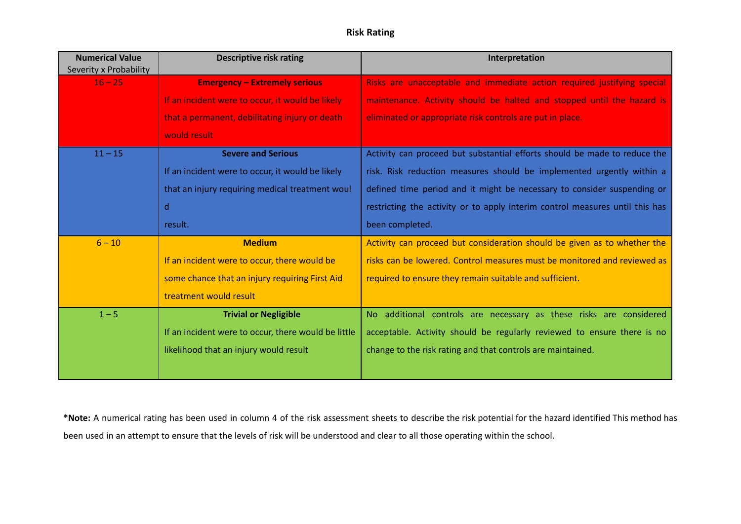**Risk Rating**

| Numerical Value Severity x Probability | Descriptive risk rating | Interpretation |
|---|---|---|
| 16 – 25 | **Emergency – Extremely serious** If an incident were to occur, it would be likely that a permanent, debilitating injury or death would result | Risks are unacceptable and immediate action required justifying special maintenance. Activity should be halted and stopped until the hazard is eliminated or appropriate risk controls are put in place. |
| 11 – 15 | **Severe and Serious** If an incident were to occur, it would be likely that an injury requiring medical treatment would result. | Activity can proceed but substantial efforts should be made to reduce the risk. Risk reduction measures should be implemented urgently within a defined time period and it might be necessary to consider suspending or restricting the activity or to apply interim control measures until this has been completed. |
| 6 – 10 | **Medium** If an incident were to occur, there would be some chance that an injury requiring First Aid treatment would result | Activity can proceed but consideration should be given as to whether the risks can be lowered. Control measures must be monitored and reviewed as required to ensure they remain suitable and sufficient. |
| 1 – 5 | **Trivial or Negligible** If an incident were to occur, there would be little likelihood that an injury would result | No additional controls are necessary as these risks are considered acceptable. Activity should be regularly reviewed to ensure there is no change to the risk rating and that controls are maintained. |

***Note:** A numerical rating has been used in column 4 of the risk assessment sheets to describe the risk potential for the hazard identified This method has been used in an attempt to ensure that the levels of risk will be understood and clear to all those operating within the school.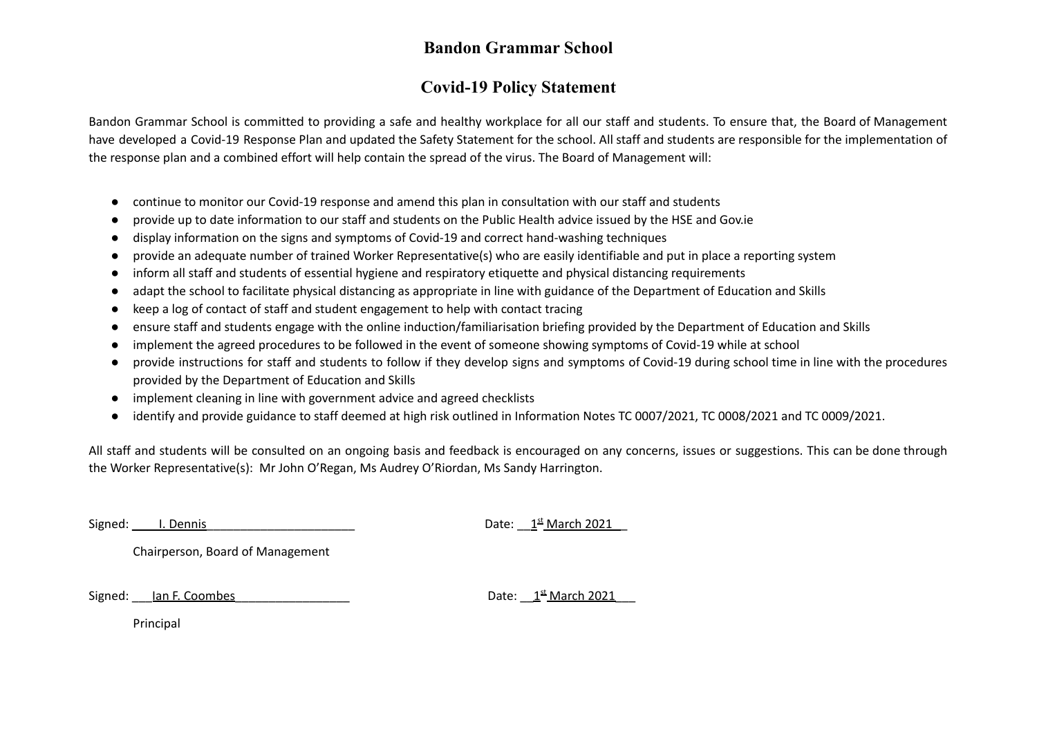# Bandon Grammar School

## Covid-19 Policy Statement

Bandon Grammar School is committed to providing a safe and healthy workplace for all our staff and students. To ensure that, the Board of Management have developed a Covid-19 Response Plan and updated the Safety Statement for the school. All staff and students are responsible for the implementation of the response plan and a combined effort will help contain the spread of the virus. The Board of Management will:

- continue to monitor our Covid-19 response and amend this plan in consultation with our staff and students
- provide up to date information to our staff and students on the Public Health advice issued by the HSE and Gov.ie
- display information on the signs and symptoms of Covid-19 and correct hand-washing techniques
- provide an adequate number of trained Worker Representative(s) who are easily identifiable and put in place a reporting system
- inform all staff and students of essential hygiene and respiratory etiquette and physical distancing requirements
- adapt the school to facilitate physical distancing as appropriate in line with guidance of the Department of Education and Skills
- keep a log of contact of staff and student engagement to help with contact tracing
- ensure staff and students engage with the online induction/familiarisation briefing provided by the Department of Education and Skills
- implement the agreed procedures to be followed in the event of someone showing symptoms of Covid-19 while at school
- provide instructions for staff and students to follow if they develop signs and symptoms of Covid-19 during school time in line with the procedures provided by the Department of Education and Skills
- implement cleaning in line with government advice and agreed checklists
- identify and provide guidance to staff deemed at high risk outlined in Information Notes TC 0007/2021, TC 0008/2021 and TC 0009/2021.

All staff and students will be consulted on an ongoing basis and feedback is encouraged on any concerns, issues or suggestions. This can be done through the Worker Representative(s): Mr John O'Regan, Ms Audrey O'Riordan, Ms Sandy Harrington.

Signed: I. Dennis　　　　Date: 1st March 2021

Chairperson, Board of Management

Signed: Ian F. Coombes　　　　Date: 1st March 2021

Principal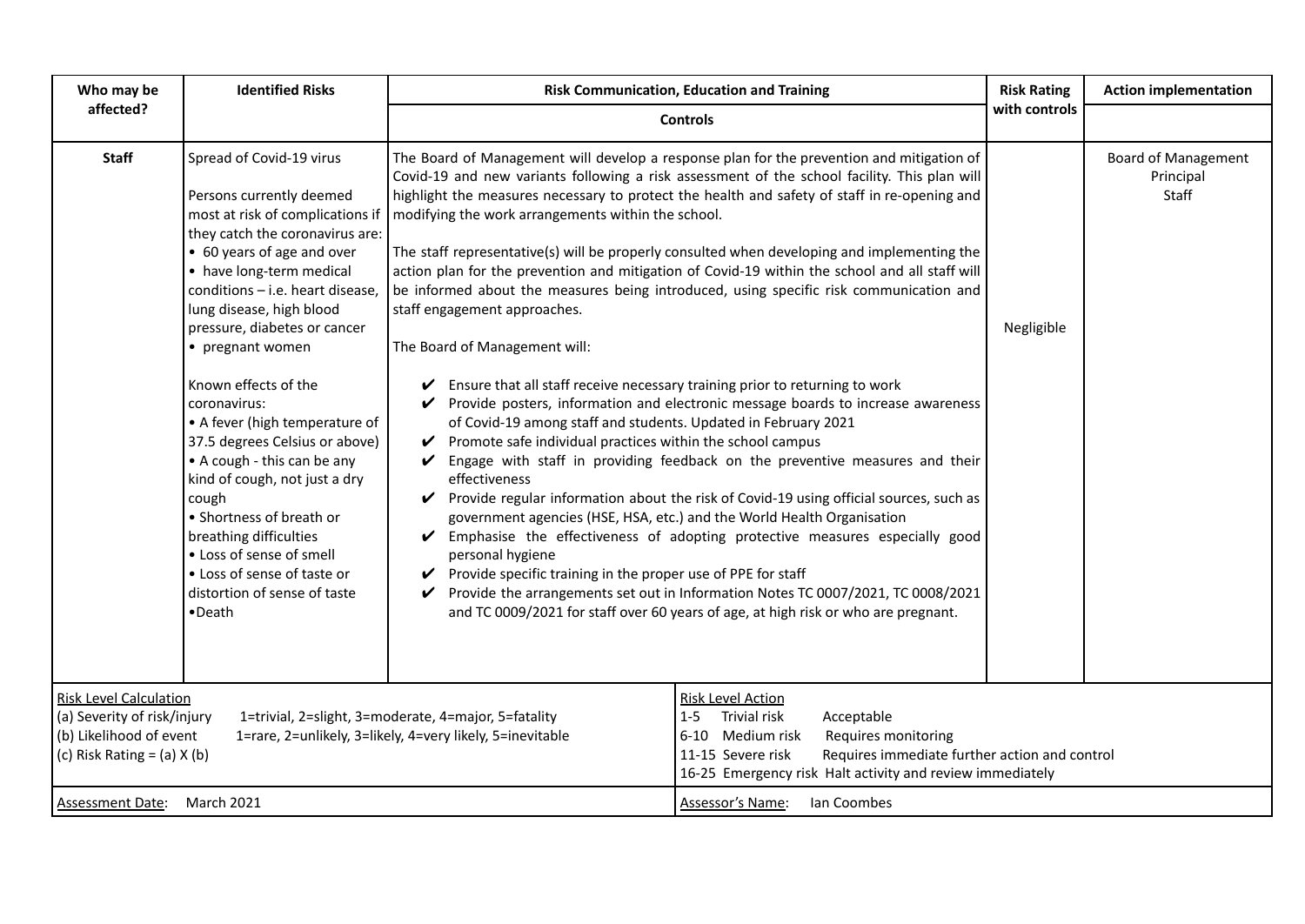| Who may be affected? | Identified Risks | Risk Communication, Education and Training | Risk Rating with controls | Action implementation |
|---|---|---|---|---|
| | | Controls | | |
| **Staff** | Spread of Covid-19 virus<br><br>Persons currently deemed most at risk of complications if they catch the coronavirus are:<br>• 60 years of age and over<br>• have long-term medical conditions – i.e. heart disease, lung disease, high blood pressure, diabetes or cancer<br>• pregnant women<br><br>Known effects of the coronavirus:<br>• A fever (high temperature of 37.5 degrees Celsius or above)<br>• A cough - this can be any kind of cough, not just a dry cough<br>• Shortness of breath or breathing difficulties<br>• Loss of sense of smell<br>• Loss of sense of taste or distortion of sense of taste<br>•Death | The Board of Management will develop a response plan for the prevention and mitigation of Covid-19 and new variants following a risk assessment of the school facility. This plan will highlight the measures necessary to protect the health and safety of staff in re-opening and modifying the work arrangements within the school.<br><br>The staff representative(s) will be properly consulted when developing and implementing the action plan for the prevention and mitigation of Covid-19 within the school and all staff will be informed about the measures being introduced, using specific risk communication and staff engagement approaches.<br><br>The Board of Management will:<br><br>✔ Ensure that all staff receive necessary training prior to returning to work<br>✔ Provide posters, information and electronic message boards to increase awareness of Covid-19 among staff and students. Updated in February 2021<br>✔ Promote safe individual practices within the school campus<br>✔ Engage with staff in providing feedback on the preventive measures and their effectiveness<br>✔ Provide regular information about the risk of Covid-19 using official sources, such as government agencies (HSE, HSA, etc.) and the World Health Organisation<br>✔ Emphasise the effectiveness of adopting protective measures especially good personal hygiene<br>✔ Provide specific training in the proper use of PPE for staff<br>✔ Provide the arrangements set out in Information Notes TC 0007/2021, TC 0008/2021 and TC 0009/2021 for staff over 60 years of age, at high risk or who are pregnant. | Negligible | Board of Management<br>Principal<br>Staff |

| Risk Level Calculation | Risk Level Action |
|---|---|
| (a) Severity of risk/injury 1=trivial, 2=slight, 3=moderate, 4=major, 5=fatality<br>(b) Likelihood of event 1=rare, 2=unlikely, 3=likely, 4=very likely, 5=inevitable<br>(c) Risk Rating = (a) X (b) | 1-5 Trivial risk Acceptable<br>6-10 Medium risk Requires monitoring<br>11-15 Severe risk Requires immediate further action and control<br>16-25 Emergency risk Halt activity and review immediately |
| Assessment Date: March 2021 | Assessor's Name: Ian Coombes |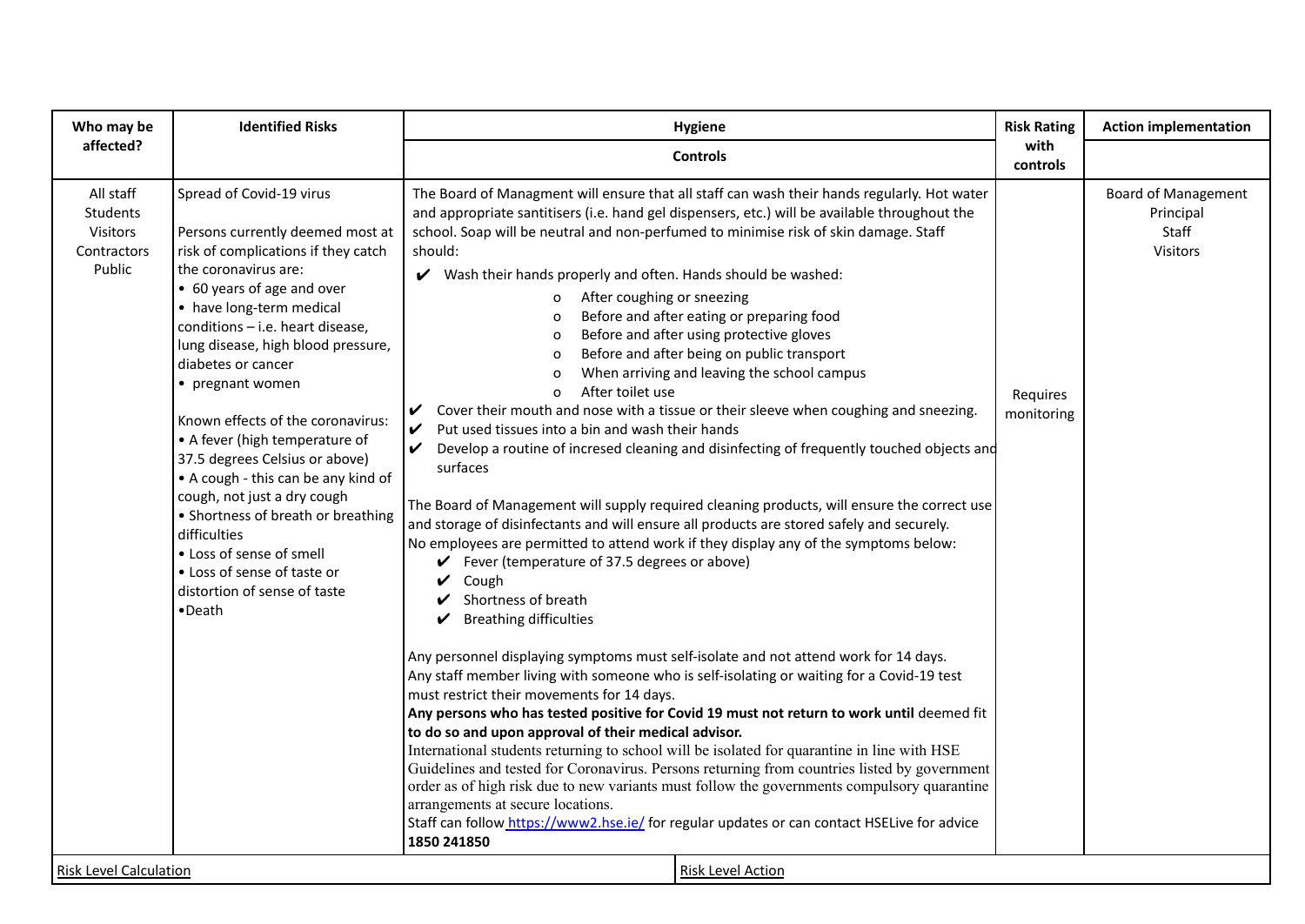| Who may be affected? | Identified Risks | Hygiene | Risk Rating with controls | Action implementation |
|---|---|---|---|---|
| | | Controls | | |
| All staff<br>Students<br>Visitors<br>Contractors<br>Public | Spread of Covid-19 virus<br><br>Persons currently deemed most at risk of complications if they catch the coronavirus are:<br>• 60 years of age and over<br>• have long-term medical conditions – i.e. heart disease, lung disease, high blood pressure, diabetes or cancer<br>• pregnant women<br><br>Known effects of the coronavirus:<br>• A fever (high temperature of 37.5 degrees Celsius or above)<br>• A cough - this can be any kind of cough, not just a dry cough<br>• Shortness of breath or breathing difficulties<br>• Loss of sense of smell<br>• Loss of sense of taste or distortion of sense of taste<br>•Death | The Board of Managment will ensure that all staff can wash their hands regularly. Hot water and appropriate santitisers (i.e. hand gel dispensers, etc.) will be available throughout the school. Soap will be neutral and non-perfumed to minimise risk of skin damage. Staff should:<br>✔ Wash their hands properly and often. Hands should be washed:<br>o After coughing or sneezing<br>o Before and after eating or preparing food<br>o Before and after using protective gloves<br>o Before and after being on public transport<br>o When arriving and leaving the school campus<br>o After toilet use<br>✔ Cover their mouth and nose with a tissue or their sleeve when coughing and sneezing.<br>✔ Put used tissues into a bin and wash their hands<br>✔ Develop a routine of incresed cleaning and disinfecting of frequently touched objects and surfaces<br><br>The Board of Management will supply required cleaning products, will ensure the correct use and storage of disinfectants and will ensure all products are stored safely and securely.<br>No employees are permitted to attend work if they display any of the symptoms below:<br>✔ Fever (temperature of 37.5 degrees or above)<br>✔ Cough<br>✔ Shortness of breath<br>✔ Breathing difficulties<br><br>Any personnel displaying symptoms must self-isolate and not attend work for 14 days.<br>Any staff member living with someone who is self-isolating or waiting for a Covid-19 test must restrict their movements for 14 days.<br>**Any persons who has tested positive for Covid 19 must not return to work until** deemed fit **to do so and upon approval of their medical advisor.**<br>International students returning to school will be isolated for quarantine in line with HSE Guidelines and tested for Coronavirus. Persons returning from countries listed by government order as of high risk due to new variants must follow the governments compulsory quarantine arrangements at secure locations.<br>Staff can follow https://www2.hse.ie/ for regular updates or can contact HSELive for advice **1850 241850** | Requires monitoring | Board of Management<br>Principal<br>Staff<br>Visitors |

Risk Level Calculation

Risk Level Action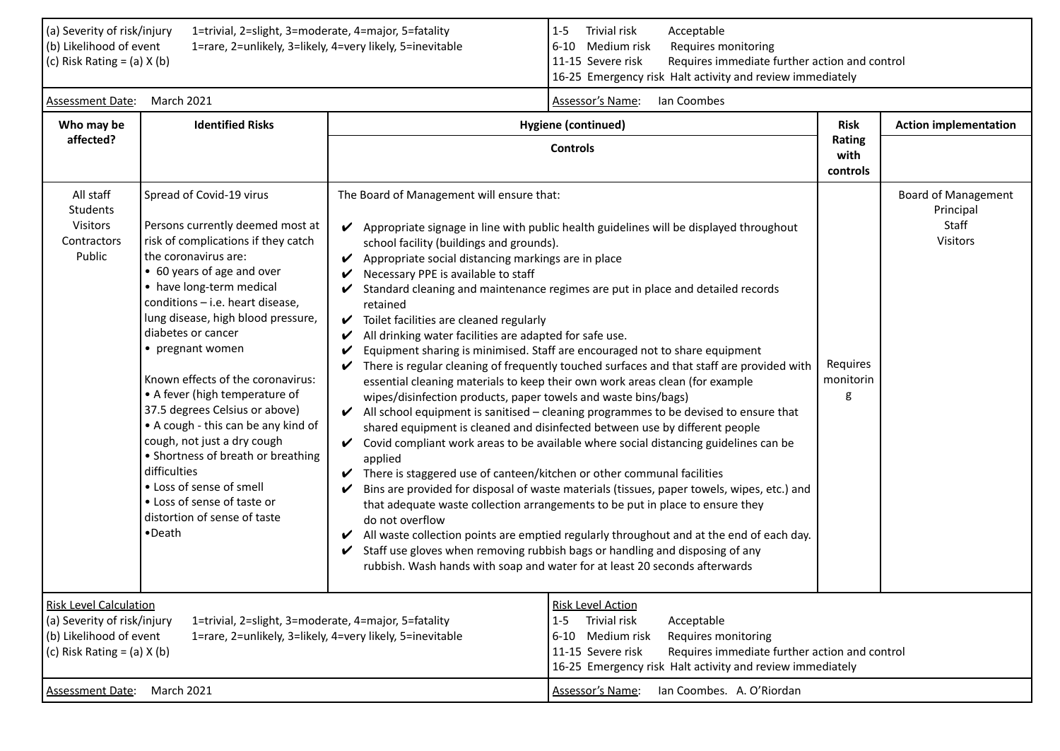| (a) Severity of risk/injury 1=trivial, 2=slight, 3=moderate, 4=major, 5=fatality<br>(b) Likelihood of event 1=rare, 2=unlikely, 3=likely, 4=very likely, 5=inevitable<br>(c) Risk Rating = (a) X (b) | 1-5 Trivial risk Acceptable<br>6-10 Medium risk Requires monitoring<br>11-15 Severe risk Requires immediate further action and control<br>16-25 Emergency risk Halt activity and review immediately |
|---|---|
| Assessment Date: March 2021 | Assessor's Name: Ian Coombes |

| Who may be affected? | Identified Risks | Hygiene (continued)<br>Controls | Risk Rating with controls | Action implementation |
|---|---|---|---|---|
| All staff<br>Students<br>Visitors<br>Contractors<br>Public | Spread of Covid-19 virus<br><br>Persons currently deemed most at risk of complications if they catch the coronavirus are:<br>• 60 years of age and over<br>• have long-term medical conditions – i.e. heart disease, lung disease, high blood pressure, diabetes or cancer<br>• pregnant women<br><br>Known effects of the coronavirus:<br>• A fever (high temperature of 37.5 degrees Celsius or above)<br>• A cough - this can be any kind of cough, not just a dry cough<br>• Shortness of breath or breathing difficulties<br>• Loss of sense of smell<br>• Loss of sense of taste or distortion of sense of taste<br>•Death | The Board of Management will ensure that:<br><br>✔ Appropriate signage in line with public health guidelines will be displayed throughout school facility (buildings and grounds).<br>✔ Appropriate social distancing markings are in place<br>✔ Necessary PPE is available to staff<br>✔ Standard cleaning and maintenance regimes are put in place and detailed records retained<br>✔ Toilet facilities are cleaned regularly<br>✔ All drinking water facilities are adapted for safe use.<br>✔ Equipment sharing is minimised. Staff are encouraged not to share equipment<br>✔ There is regular cleaning of frequently touched surfaces and that staff are provided with essential cleaning materials to keep their own work areas clean (for example wipes/disinfection products, paper towels and waste bins/bags)<br>✔ All school equipment is sanitised – cleaning programmes to be devised to ensure that shared equipment is cleaned and disinfected between use by different people<br>✔ Covid compliant work areas to be available where social distancing guidelines can be applied<br>✔ There is staggered use of canteen/kitchen or other communal facilities<br>✔ Bins are provided for disposal of waste materials (tissues, paper towels, wipes, etc.) and that adequate waste collection arrangements to be put in place to ensure they do not overflow<br>✔ All waste collection points are emptied regularly throughout and at the end of each day.<br>✔ Staff use gloves when removing rubbish bags or handling and disposing of any rubbish. Wash hands with soap and water for at least 20 seconds afterwards | Requires monitoring | Board of Management<br>Principal<br>Staff<br>Visitors |

| Risk Level Calculation<br>(a) Severity of risk/injury 1=trivial, 2=slight, 3=moderate, 4=major, 5=fatality<br>(b) Likelihood of event 1=rare, 2=unlikely, 3=likely, 4=very likely, 5=inevitable<br>(c) Risk Rating = (a) X (b) | Risk Level Action<br>1-5 Trivial risk Acceptable<br>6-10 Medium risk Requires monitoring<br>11-15 Severe risk Requires immediate further action and control<br>16-25 Emergency risk Halt activity and review immediately |
|---|---|
| Assessment Date: March 2021 | Assessor's Name: Ian Coombes. A. O'Riordan |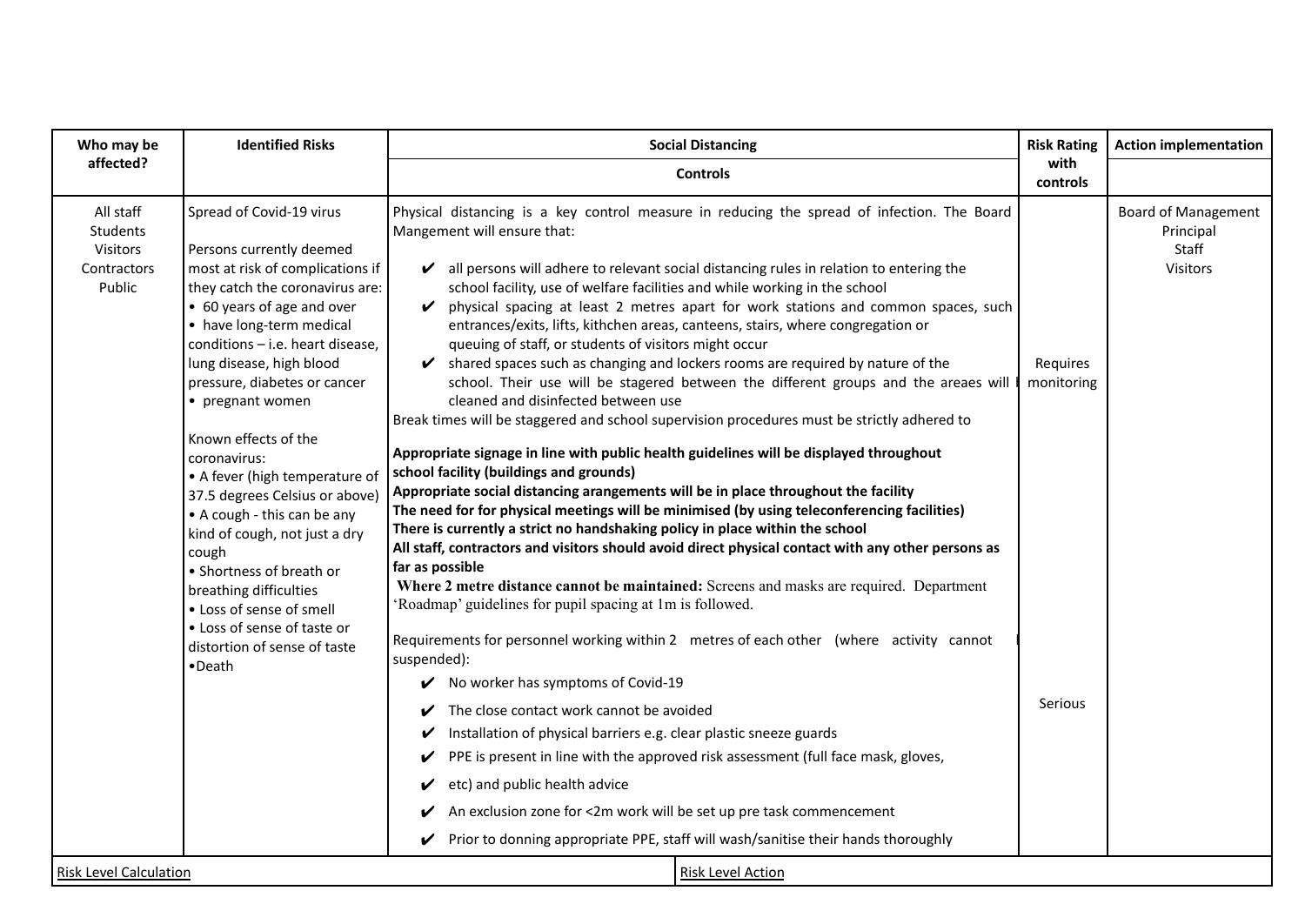| Who may be affected? | Identified Risks | Social Distancing<br>Controls | Risk Rating with controls | Action implementation |
|---|---|---|---|---|
| All staff<br>Students<br>Visitors<br>Contractors<br>Public | Spread of Covid-19 virus<br><br>Persons currently deemed most at risk of complications if they catch the coronavirus are:<br>• 60 years of age and over<br>• have long-term medical conditions – i.e. heart disease, lung disease, high blood pressure, diabetes or cancer<br>• pregnant women<br><br>Known effects of the coronavirus:<br>• A fever (high temperature of 37.5 degrees Celsius or above)<br>• A cough - this can be any kind of cough, not just a dry cough<br>• Shortness of breath or breathing difficulties<br>• Loss of sense of smell<br>• Loss of sense of taste or distortion of sense of taste<br>•Death | Physical distancing is a key control measure in reducing the spread of infection. The Board Mangement will ensure that:<br><br>✔ all persons will adhere to relevant social distancing rules in relation to entering the school facility, use of welfare facilities and while working in the school<br>✔ physical spacing at least 2 metres apart for work stations and common spaces, such entrances/exits, lifts, kithchen areas, canteens, stairs, where congregation or queuing of staff, or students of visitors might occur<br>✔ shared spaces such as changing and lockers rooms are required by nature of the school. Their use will be stagered between the different groups and the areaes will be cleaned and disinfected between use<br>Break times will be staggered and school supervision procedures must be strictly adhered to<br><br>**Appropriate signage in line with public health guidelines will be displayed throughout school facility (buildings and grounds)**<br>**Appropriate social distancing arangements will be in place throughout the facility**<br>**The need for for physical meetings will be minimised (by using teleconferencing facilities)**<br>**There is currently a strict no handshaking policy in place within the school**<br>**All staff, contractors and visitors should avoid direct physical contact with any other persons as far as possible**<br>**Where 2 metre distance cannot be maintained:** Screens and masks are required. Department 'Roadmap' guidelines for pupil spacing at 1m is followed.<br><br>Requirements for personnel working within 2 metres of each other (where activity cannot be suspended):<br>✔ No worker has symptoms of Covid-19<br>✔ The close contact work cannot be avoided<br>✔ Installation of physical barriers e.g. clear plastic sneeze guards<br>✔ PPE is present in line with the approved risk assessment (full face mask, gloves,<br>✔ etc) and public health advice<br>✔ An exclusion zone for <2m work will be set up pre task commencement<br>✔ Prior to donning appropriate PPE, staff will wash/sanitise their hands thoroughly | Requires monitoring<br><br><br><br><br><br><br>Serious | Board of Management<br>Principal<br>Staff<br>Visitors |

Risk Level Calculation | Risk Level Action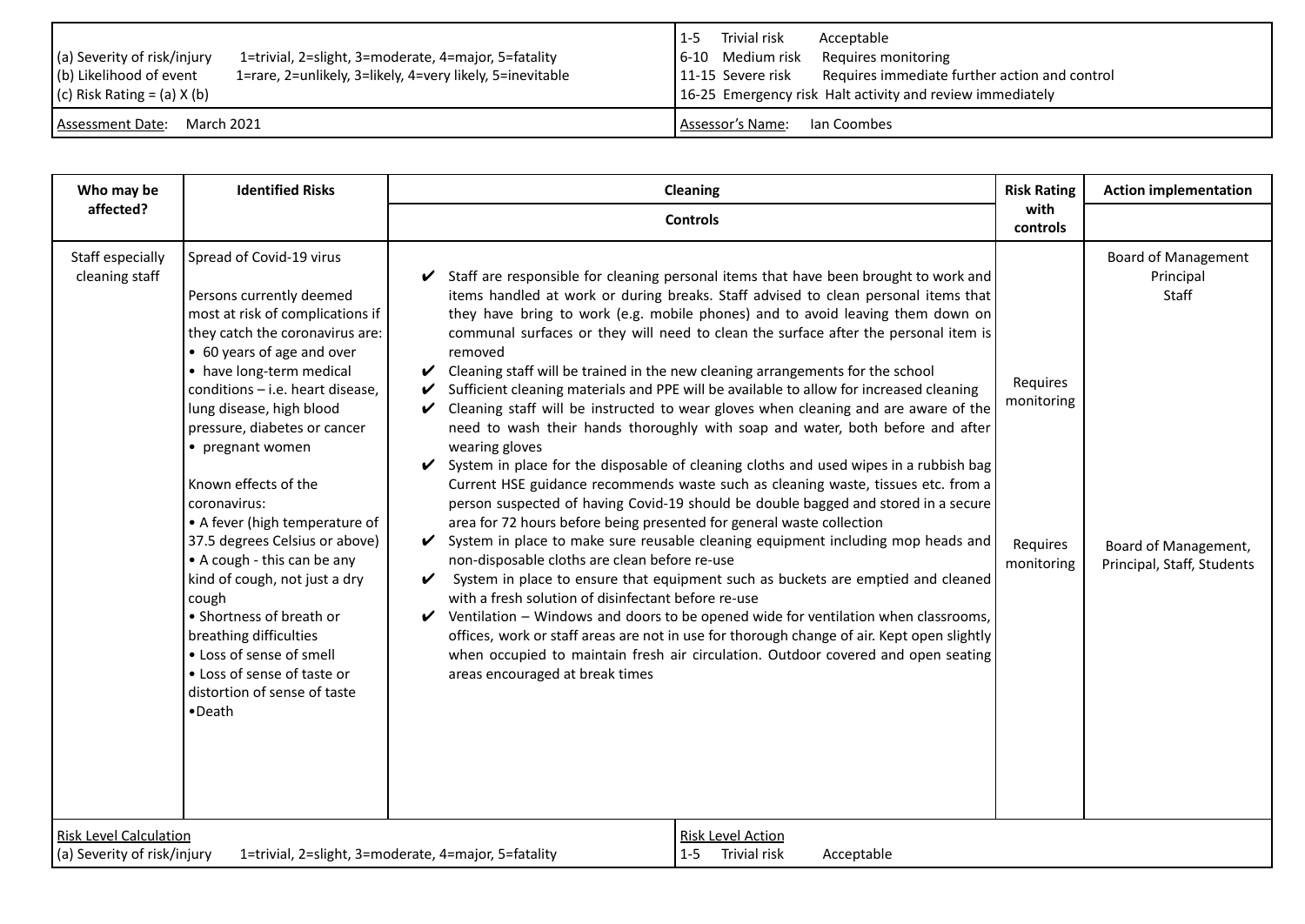| (a) Severity of risk/injury 1=trivial, 2=slight, 3=moderate, 4=major, 5=fatality<br>(b) Likelihood of event 1=rare, 2=unlikely, 3=likely, 4=very likely, 5=inevitable<br>(c) Risk Rating = (a) X (b) | 1-5 Trivial risk Acceptable<br>6-10 Medium risk Requires monitoring<br>11-15 Severe risk Requires immediate further action and control<br>16-25 Emergency risk Halt activity and review immediately |
|---|---|
| Assessment Date: March 2021 | Assessor's Name: Ian Coombes |

| Who may be affected? | Identified Risks | Cleaning | Risk Rating with controls | Action implementation |
|---|---|---|---|---|
| | | **Controls** | | |
| Staff especially cleaning staff | Spread of Covid-19 virus<br><br>Persons currently deemed most at risk of complications if they catch the coronavirus are:<br>• 60 years of age and over<br>• have long-term medical conditions – i.e. heart disease, lung disease, high blood pressure, diabetes or cancer<br>• pregnant women<br><br>Known effects of the coronavirus:<br>• A fever (high temperature of 37.5 degrees Celsius or above)<br>• A cough - this can be any kind of cough, not just a dry cough<br>• Shortness of breath or breathing difficulties<br>• Loss of sense of smell<br>• Loss of sense of taste or distortion of sense of taste<br>•Death | ✔ Staff are responsible for cleaning personal items that have been brought to work and items handled at work or during breaks. Staff advised to clean personal items that they have bring to work (e.g. mobile phones) and to avoid leaving them down on communal surfaces or they will need to clean the surface after the personal item is removed<br>✔ Cleaning staff will be trained in the new cleaning arrangements for the school<br>✔ Sufficient cleaning materials and PPE will be available to allow for increased cleaning<br>✔ Cleaning staff will be instructed to wear gloves when cleaning and are aware of the need to wash their hands thoroughly with soap and water, both before and after wearing gloves<br>✔ System in place for the disposable of cleaning cloths and used wipes in a rubbish bag Current HSE guidance recommends waste such as cleaning waste, tissues etc. from a person suspected of having Covid-19 should be double bagged and stored in a secure area for 72 hours before being presented for general waste collection<br>✔ System in place to make sure reusable cleaning equipment including mop heads and non-disposable cloths are clean before re-use<br>✔ System in place to ensure that equipment such as buckets are emptied and cleaned with a fresh solution of disinfectant before re-use<br>✔ Ventilation – Windows and doors to be opened wide for ventilation when classrooms, offices, work or staff areas are not in use for thorough change of air. Kept open slightly when occupied to maintain fresh air circulation. Outdoor covered and open seating areas encouraged at break times | Requires monitoring<br><br>Requires monitoring | Board of Management<br>Principal<br>Staff<br><br>Board of Management, Principal, Staff, Students |

| Risk Level Calculation | Risk Level Action |
|---|---|
| (a) Severity of risk/injury 1=trivial, 2=slight, 3=moderate, 4=major, 5=fatality | 1-5 Trivial risk Acceptable |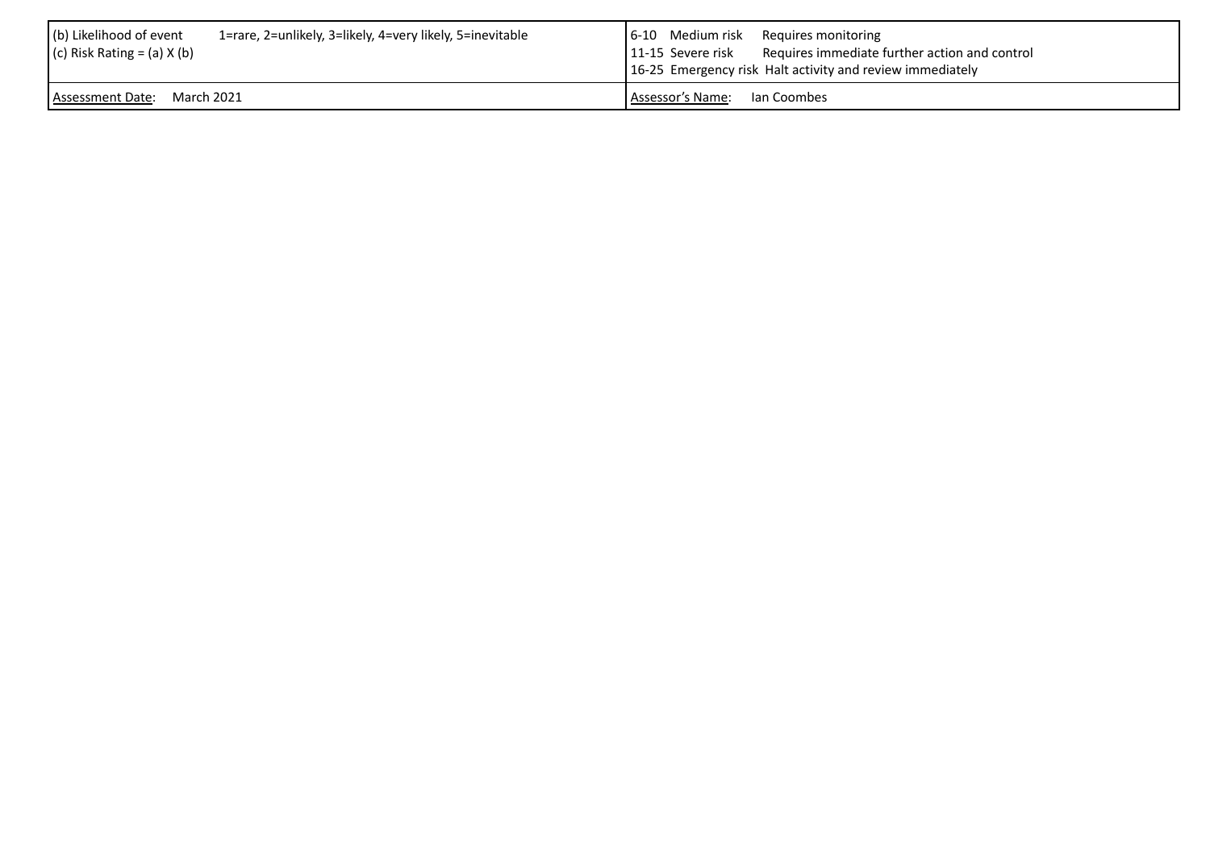| (b) Likelihood of event 1=rare, 2=unlikely, 3=likely, 4=very likely, 5=inevitable<br>(c) Risk Rating = (a) X (b) | 6-10 Medium risk Requires monitoring<br>11-15 Severe risk Requires immediate further action and control<br>16-25 Emergency risk Halt activity and review immediately |
|---|---|
| Assessment Date: March 2021 | Assessor's Name: Ian Coombes |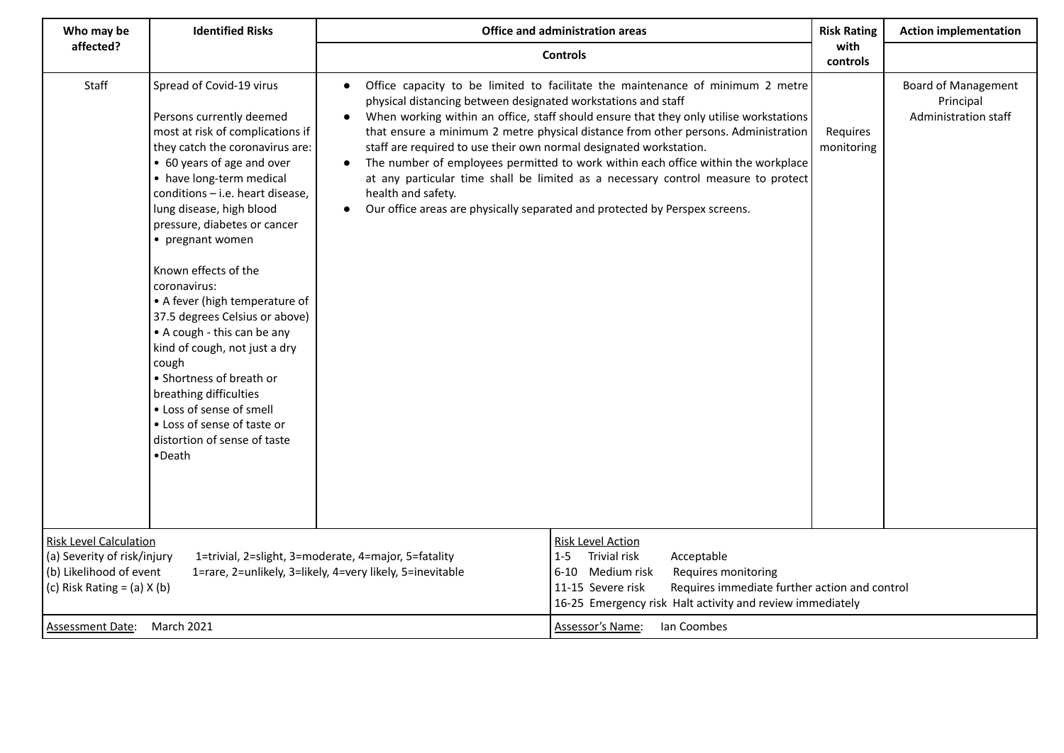| Who may be affected? | Identified Risks | Office and administration areas | Risk Rating with controls | Action implementation |
|---|---|---|---|---|
| | | Controls | | |
| Staff | Spread of Covid-19 virus<br><br>Persons currently deemed most at risk of complications if they catch the coronavirus are:<br>• 60 years of age and over<br>• have long-term medical conditions – i.e. heart disease, lung disease, high blood pressure, diabetes or cancer<br>• pregnant women<br><br>Known effects of the coronavirus:<br>• A fever (high temperature of 37.5 degrees Celsius or above)<br>• A cough - this can be any kind of cough, not just a dry cough<br>• Shortness of breath or breathing difficulties<br>• Loss of sense of smell<br>• Loss of sense of taste or distortion of sense of taste<br>•Death | • Office capacity to be limited to facilitate the maintenance of minimum 2 metre physical distancing between designated workstations and staff<br>• When working within an office, staff should ensure that they only utilise workstations that ensure a minimum 2 metre physical distance from other persons. Administration staff are required to use their own normal designated workstation.<br>• The number of employees permitted to work within each office within the workplace at any particular time shall be limited as a necessary control measure to protect health and safety.<br>• Our office areas are physically separated and protected by Perspex screens. | Requires monitoring | Board of Management<br>Principal<br>Administration staff |

| Risk Level Calculation | Risk Level Action |
|---|---|
| (a) Severity of risk/injury 1=trivial, 2=slight, 3=moderate, 4=major, 5=fatality<br>(b) Likelihood of event 1=rare, 2=unlikely, 3=likely, 4=very likely, 5=inevitable<br>(c) Risk Rating = (a) X (b) | 1-5 Trivial risk Acceptable<br>6-10 Medium risk Requires monitoring<br>11-15 Severe risk Requires immediate further action and control<br>16-25 Emergency risk Halt activity and review immediately |
| Assessment Date: March 2021 | Assessor's Name: Ian Coombes |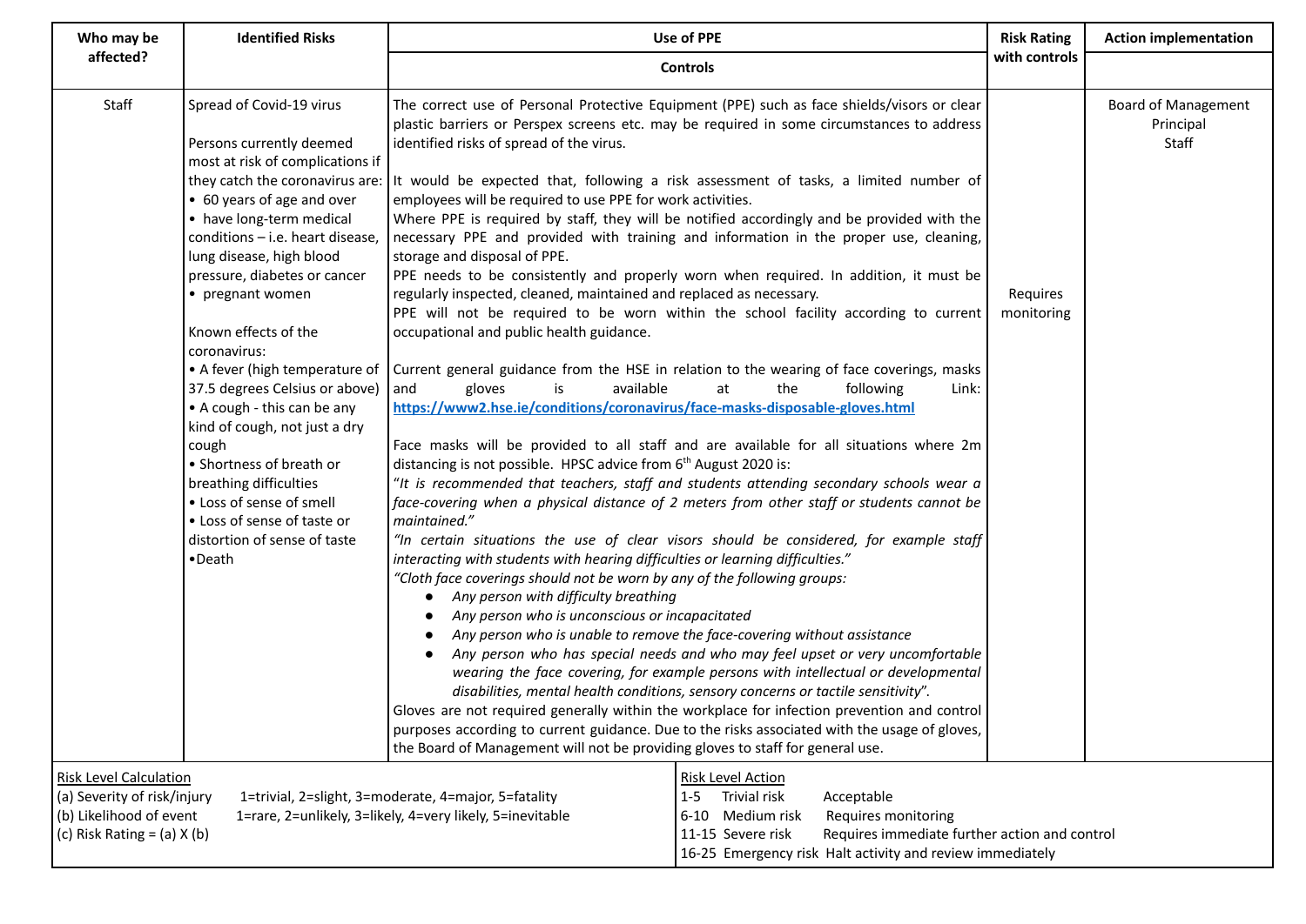| Who may be affected? | Identified Risks | Use of PPE<br><br>Controls | Risk Rating with controls | Action implementation |
|---|---|---|---|---|
| Staff | Spread of Covid-19 virus<br><br>Persons currently deemed most at risk of complications if they catch the coronavirus are:<br>• 60 years of age and over<br>• have long-term medical conditions – i.e. heart disease, lung disease, high blood pressure, diabetes or cancer<br>• pregnant women<br><br>Known effects of the coronavirus:<br>• A fever (high temperature of 37.5 degrees Celsius or above)<br>• A cough - this can be any kind of cough, not just a dry cough<br>• Shortness of breath or breathing difficulties<br>• Loss of sense of smell<br>• Loss of sense of taste or distortion of sense of taste<br>•Death | The correct use of Personal Protective Equipment (PPE) such as face shields/visors or clear plastic barriers or Perspex screens etc. may be required in some circumstances to address identified risks of spread of the virus.<br><br>It would be expected that, following a risk assessment of tasks, a limited number of employees will be required to use PPE for work activities.<br>Where PPE is required by staff, they will be notified accordingly and be provided with the necessary PPE and provided with training and information in the proper use, cleaning, storage and disposal of PPE.<br>PPE needs to be consistently and properly worn when required. In addition, it must be regularly inspected, cleaned, maintained and replaced as necessary.<br>PPE will not be required to be worn within the school facility according to current occupational and public health guidance.<br><br>Current general guidance from the HSE in relation to the wearing of face coverings, masks and gloves is available at the following Link: **https://www2.hse.ie/conditions/coronavirus/face-masks-disposable-gloves.html**<br><br>Face masks will be provided to all staff and are available for all situations where 2m distancing is not possible. HPSC advice from 6th August 2020 is:<br>"*It is recommended that teachers, staff and students attending secondary schools wear a face-covering when a physical distance of 2 meters from other staff or students cannot be maintained.*"<br>*"In certain situations the use of clear visors should be considered, for example staff interacting with students with hearing difficulties or learning difficulties."*<br>*"Cloth face coverings should not be worn by any of the following groups:*<br>● *Any person with difficulty breathing*<br>● *Any person who is unconscious or incapacitated*<br>● *Any person who is unable to remove the face-covering without assistance*<br>● *Any person who has special needs and who may feel upset or very uncomfortable wearing the face covering, for example persons with intellectual or developmental disabilities, mental health conditions, sensory concerns or tactile sensitivity*".<br>Gloves are not required generally within the workplace for infection prevention and control purposes according to current guidance. Due to the risks associated with the usage of gloves, the Board of Management will not be providing gloves to staff for general use. | Requires monitoring | Board of Management<br>Principal<br>Staff |

Risk Level Calculation
(a) Severity of risk/injury 1=trivial, 2=slight, 3=moderate, 4=major, 5=fatality
(b) Likelihood of event 1=rare, 2=unlikely, 3=likely, 4=very likely, 5=inevitable
(c) Risk Rating = (a) X (b)

Risk Level Action
1-5 Trivial risk Acceptable
6-10 Medium risk Requires monitoring
11-15 Severe risk Requires immediate further action and control
16-25 Emergency risk Halt activity and review immediately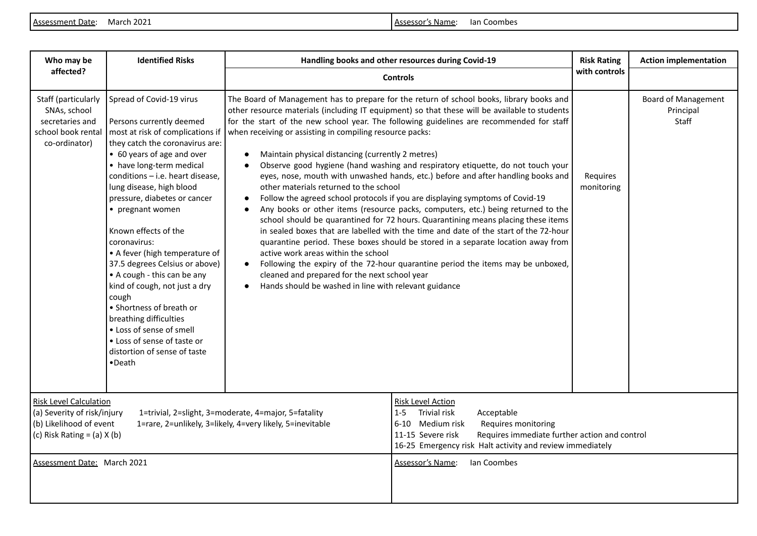| Assessment Date: March 2021 | Assessor's Name: Ian Coombes |
|---|---|

| Who may be affected? | Identified Risks | Handling books and other resources during Covid-19 | Risk Rating with controls | Action implementation |
|---|---|---|---|---|
| | | **Controls** | | |
| Staff (particularly SNAs, school secretaries and school book rental co-ordinator) | Spread of Covid-19 virus<br><br>Persons currently deemed most at risk of complications if they catch the coronavirus are:<br>• 60 years of age and over<br>• have long-term medical conditions – i.e. heart disease, lung disease, high blood pressure, diabetes or cancer<br>• pregnant women<br><br>Known effects of the coronavirus:<br>• A fever (high temperature of 37.5 degrees Celsius or above)<br>• A cough - this can be any kind of cough, not just a dry cough<br>• Shortness of breath or breathing difficulties<br>• Loss of sense of smell<br>• Loss of sense of taste or distortion of sense of taste<br>•Death | The Board of Management has to prepare for the return of school books, library books and other resource materials (including IT equipment) so that these will be available to students for the start of the new school year. The following guidelines are recommended for staff when receiving or assisting in compiling resource packs:<br><br>• Maintain physical distancing (currently 2 metres)<br>• Observe good hygiene (hand washing and respiratory etiquette, do not touch your eyes, nose, mouth with unwashed hands, etc.) before and after handling books and other materials returned to the school<br>• Follow the agreed school protocols if you are displaying symptoms of Covid-19<br>• Any books or other items (resource packs, computers, etc.) being returned to the school should be quarantined for 72 hours. Quarantining means placing these items in sealed boxes that are labelled with the time and date of the start of the 72-hour quarantine period. These boxes should be stored in a separate location away from active work areas within the school<br>• Following the expiry of the 72-hour quarantine period the items may be unboxed, cleaned and prepared for the next school year<br>• Hands should be washed in line with relevant guidance | Requires monitoring | Board of Management<br>Principal<br>Staff |

| Risk Level Calculation | Risk Level Action |
|---|---|
| (a) Severity of risk/injury 1=trivial, 2=slight, 3=moderate, 4=major, 5=fatality<br>(b) Likelihood of event 1=rare, 2=unlikely, 3=likely, 4=very likely, 5=inevitable<br>(c) Risk Rating = (a) X (b) | 1-5 Trivial risk Acceptable<br>6-10 Medium risk Requires monitoring<br>11-15 Severe risk Requires immediate further action and control<br>16-25 Emergency risk Halt activity and review immediately |
| Assessment Date: March 2021 | Assessor's Name: Ian Coombes |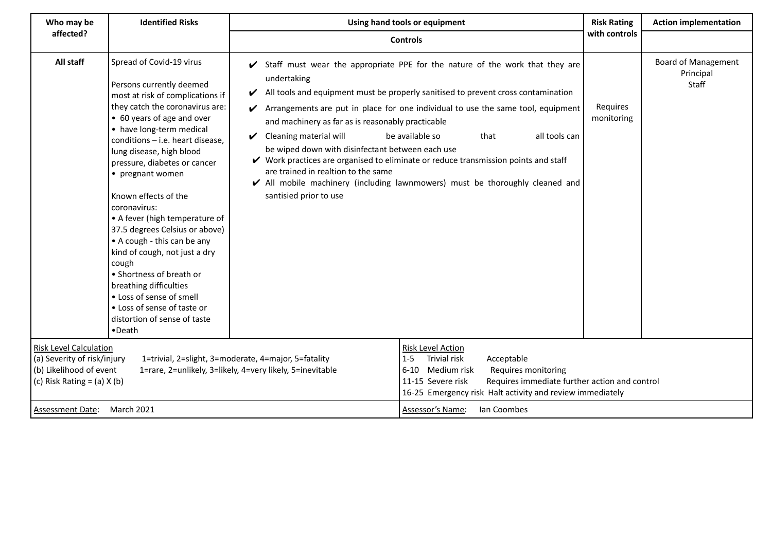| Who may be affected? | Identified Risks | Using hand tools or equipment | Risk Rating with controls | Action implementation |
|---|---|---|---|---|
| | | Controls | | |
| **All staff** | Spread of Covid-19 virus<br><br>Persons currently deemed most at risk of complications if they catch the coronavirus are:<br>• 60 years of age and over<br>• have long-term medical conditions – i.e. heart disease, lung disease, high blood pressure, diabetes or cancer<br>• pregnant women<br><br>Known effects of the coronavirus:<br>• A fever (high temperature of 37.5 degrees Celsius or above)<br>• A cough - this can be any kind of cough, not just a dry cough<br>• Shortness of breath or breathing difficulties<br>• Loss of sense of smell<br>• Loss of sense of taste or distortion of sense of taste<br>•Death | ✔ Staff must wear the appropriate PPE for the nature of the work that they are undertaking<br>✔ All tools and equipment must be properly sanitised to prevent cross contamination<br>✔ Arrangements are put in place for one individual to use the same tool, equipment and machinery as far as is reasonably practicable<br>✔ Cleaning material will be available so that all tools can be wiped down with disinfectant between each use<br>✔ Work practices are organised to eliminate or reduce transmission points and staff are trained in realtion to the same<br>✔ All mobile machinery (including lawnmowers) must be thoroughly cleaned and santisied prior to use | Requires monitoring | Board of Management<br>Principal<br>Staff |

| Risk Level Calculation | Risk Level Action |
|---|---|
| (a) Severity of risk/injury 1=trivial, 2=slight, 3=moderate, 4=major, 5=fatality<br>(b) Likelihood of event 1=rare, 2=unlikely, 3=likely, 4=very likely, 5=inevitable<br>(c) Risk Rating = (a) X (b) | 1-5 Trivial risk Acceptable<br>6-10 Medium risk Requires monitoring<br>11-15 Severe risk Requires immediate further action and control<br>16-25 Emergency risk Halt activity and review immediately |
| Assessment Date: March 2021 | Assessor's Name: Ian Coombes |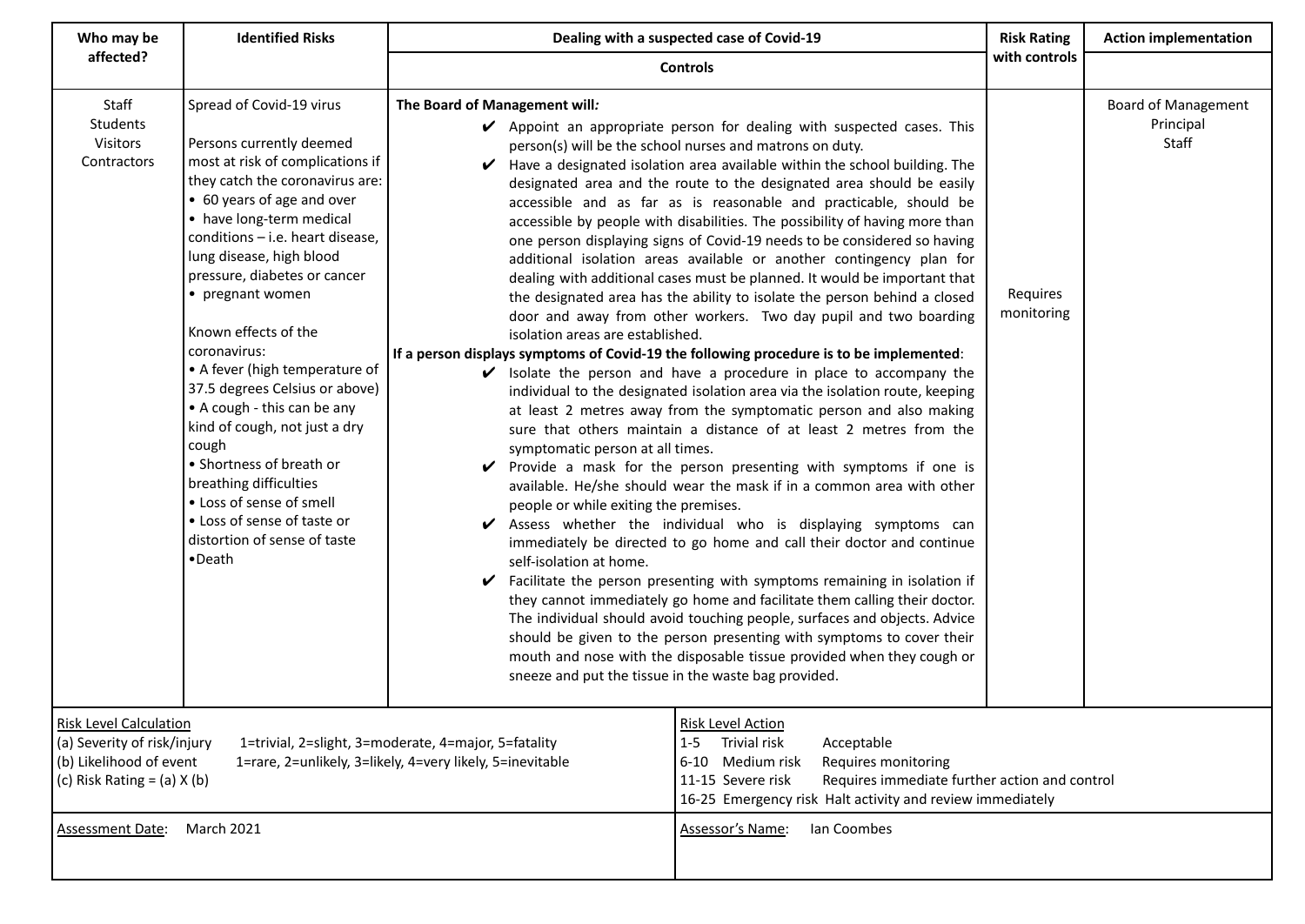| Who may be affected? | Identified Risks | Dealing with a suspected case of Covid-19<br>Controls | Risk Rating with controls | Action implementation |
|---|---|---|---|---|
| Staff<br>Students<br>Visitors<br>Contractors | Spread of Covid-19 virus<br><br>Persons currently deemed most at risk of complications if they catch the coronavirus are:<br>• 60 years of age and over<br>• have long-term medical conditions – i.e. heart disease, lung disease, high blood pressure, diabetes or cancer<br>• pregnant women<br><br>Known effects of the coronavirus:<br>• A fever (high temperature of 37.5 degrees Celsius or above)<br>• A cough - this can be any kind of cough, not just a dry cough<br>• Shortness of breath or breathing difficulties<br>• Loss of sense of smell<br>• Loss of sense of taste or distortion of sense of taste<br>•Death | **The Board of Management will*:***<br>✔ Appoint an appropriate person for dealing with suspected cases. This person(s) will be the school nurses and matrons on duty.<br>✔ Have a designated isolation area available within the school building. The designated area and the route to the designated area should be easily accessible and as far as is reasonable and practicable, should be accessible by people with disabilities. The possibility of having more than one person displaying signs of Covid-19 needs to be considered so having additional isolation areas available or another contingency plan for dealing with additional cases must be planned. It would be important that the designated area has the ability to isolate the person behind a closed door and away from other workers. Two day pupil and two boarding isolation areas are established.<br>**If a person displays symptoms of Covid-19 the following procedure is to be implemented**:<br>✔ Isolate the person and have a procedure in place to accompany the individual to the designated isolation area via the isolation route, keeping at least 2 metres away from the symptomatic person and also making sure that others maintain a distance of at least 2 metres from the symptomatic person at all times.<br>✔ Provide a mask for the person presenting with symptoms if one is available. He/she should wear the mask if in a common area with other people or while exiting the premises.<br>✔ Assess whether the individual who is displaying symptoms can immediately be directed to go home and call their doctor and continue self-isolation at home.<br>✔ Facilitate the person presenting with symptoms remaining in isolation if they cannot immediately go home and facilitate them calling their doctor. The individual should avoid touching people, surfaces and objects. Advice should be given to the person presenting with symptoms to cover their mouth and nose with the disposable tissue provided when they cough or sneeze and put the tissue in the waste bag provided. | Requires monitoring | Board of Management<br>Principal<br>Staff |

| Risk Level Calculation | Risk Level Action |
|---|---|
| (a) Severity of risk/injury 1=trivial, 2=slight, 3=moderate, 4=major, 5=fatality<br>(b) Likelihood of event 1=rare, 2=unlikely, 3=likely, 4=very likely, 5=inevitable<br>(c) Risk Rating = (a) X (b) | 1-5 Trivial risk Acceptable<br>6-10 Medium risk Requires monitoring<br>11-15 Severe risk Requires immediate further action and control<br>16-25 Emergency risk Halt activity and review immediately |
| Assessment Date: March 2021 | Assessor's Name: Ian Coombes |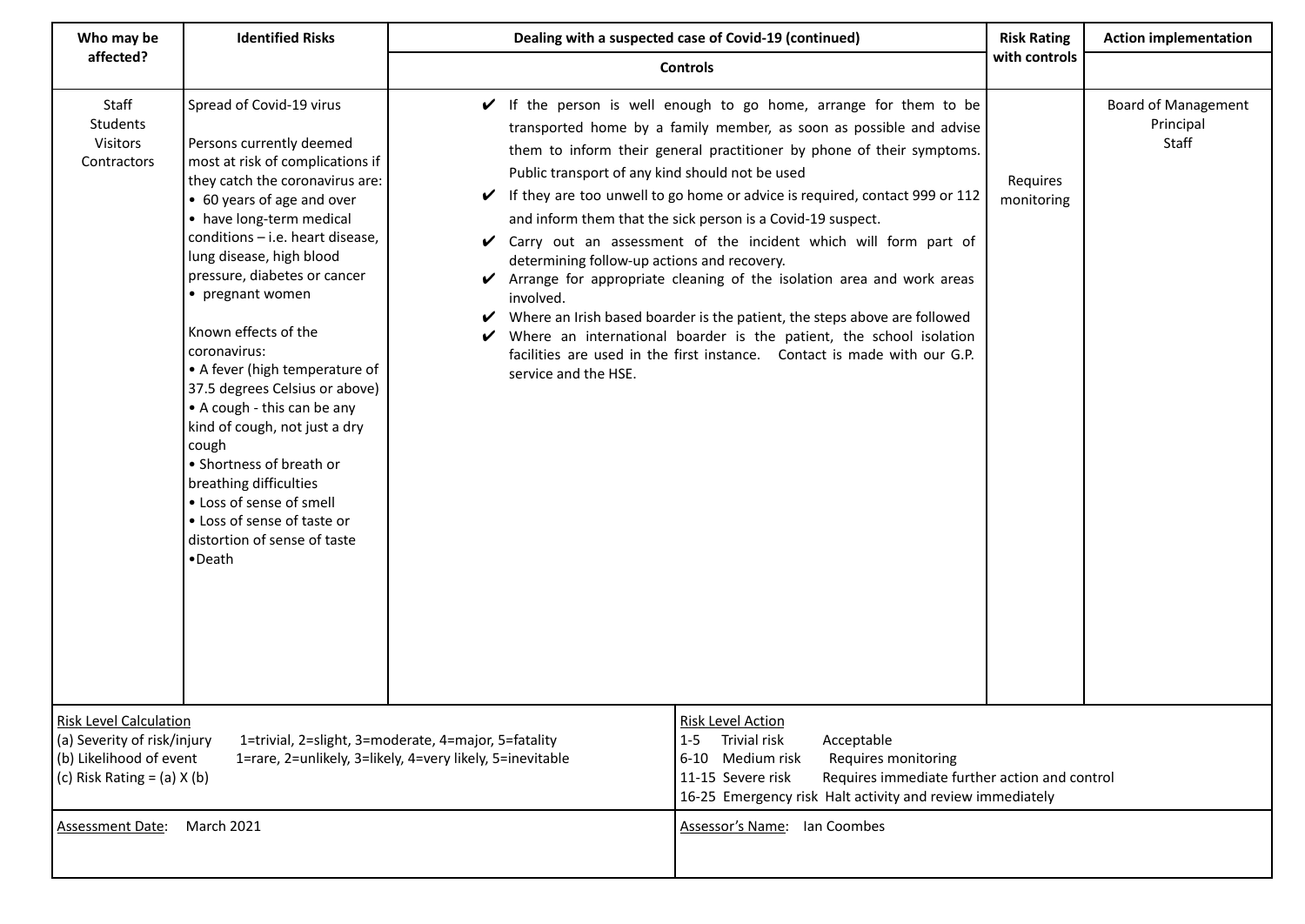| Who may be affected? | Identified Risks | Dealing with a suspected case of Covid-19 (continued)<br>Controls | Risk Rating with controls | Action implementation |
|---|---|---|---|---|
| Staff<br>Students<br>Visitors<br>Contractors | Spread of Covid-19 virus<br><br>Persons currently deemed most at risk of complications if they catch the coronavirus are:<br>• 60 years of age and over<br>• have long-term medical conditions – i.e. heart disease, lung disease, high blood pressure, diabetes or cancer<br>• pregnant women<br><br>Known effects of the coronavirus:<br>• A fever (high temperature of 37.5 degrees Celsius or above)<br>• A cough - this can be any kind of cough, not just a dry cough<br>• Shortness of breath or breathing difficulties<br>• Loss of sense of smell<br>• Loss of sense of taste or distortion of sense of taste<br>•Death | ✔ If the person is well enough to go home, arrange for them to be transported home by a family member, as soon as possible and advise them to inform their general practitioner by phone of their symptoms. Public transport of any kind should not be used<br>✔ If they are too unwell to go home or advice is required, contact 999 or 112 and inform them that the sick person is a Covid-19 suspect.<br>✔ Carry out an assessment of the incident which will form part of determining follow-up actions and recovery.<br>✔ Arrange for appropriate cleaning of the isolation area and work areas involved.<br>✔ Where an Irish based boarder is the patient, the steps above are followed<br>✔ Where an international boarder is the patient, the school isolation facilities are used in the first instance. Contact is made with our G.P. service and the HSE. | Requires monitoring | Board of Management<br>Principal<br>Staff |

<u>Risk Level Calculation</u>
(a) Severity of risk/injury 1=trivial, 2=slight, 3=moderate, 4=major, 5=fatality
(b) Likelihood of event 1=rare, 2=unlikely, 3=likely, 4=very likely, 5=inevitable
(c) Risk Rating = (a) X (b)

<u>Risk Level Action</u>
1-5 Trivial risk Acceptable
6-10 Medium risk Requires monitoring
11-15 Severe risk Requires immediate further action and control
16-25 Emergency risk Halt activity and review immediately

<u>Assessment Date</u>: March 2021

<u>Assessor's Name</u>: Ian Coombes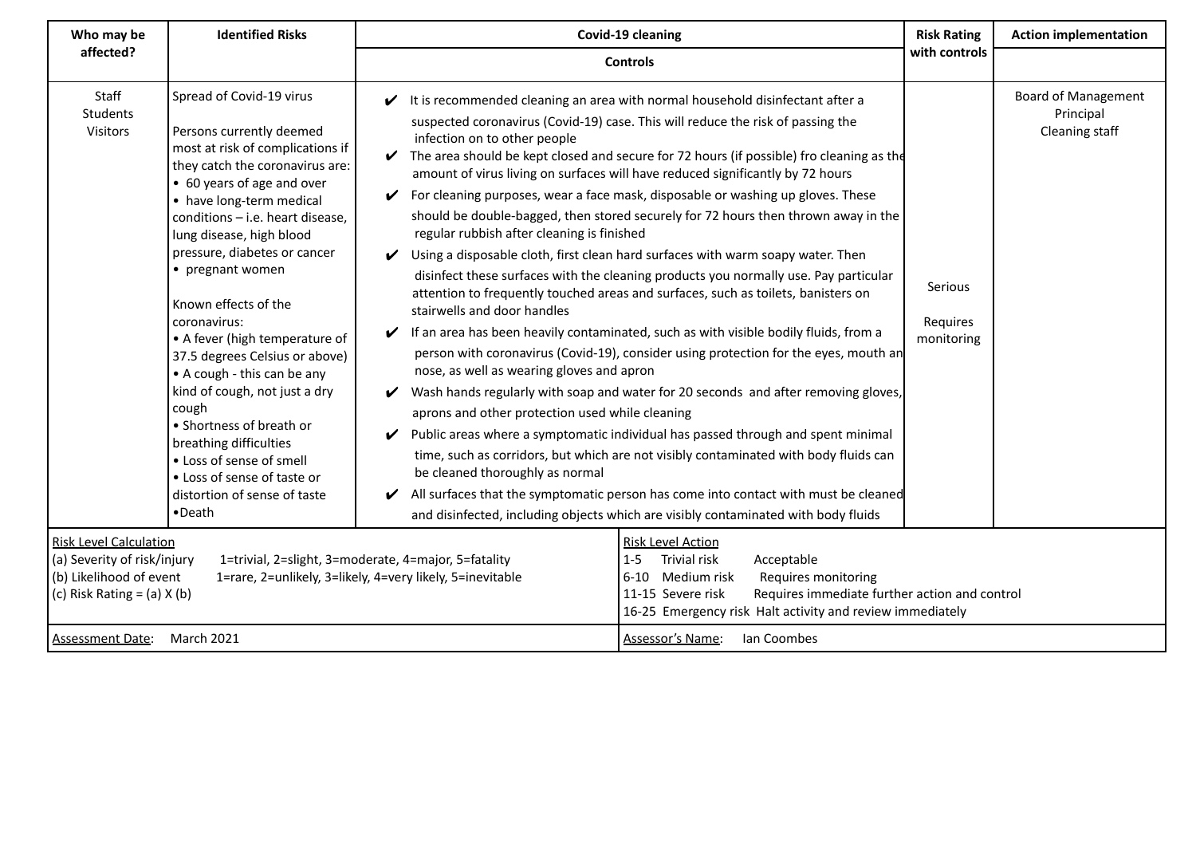| Who may be affected? | Identified Risks | Covid-19 cleaning<br>Controls | Risk Rating with controls | Action implementation |
|---|---|---|---|---|
| Staff<br>Students<br>Visitors | Spread of Covid-19 virus<br><br>Persons currently deemed most at risk of complications if they catch the coronavirus are:<br>• 60 years of age and over<br>• have long-term medical conditions – i.e. heart disease, lung disease, high blood pressure, diabetes or cancer<br>• pregnant women<br><br>Known effects of the coronavirus:<br>• A fever (high temperature of 37.5 degrees Celsius or above)<br>• A cough - this can be any kind of cough, not just a dry cough<br>• Shortness of breath or breathing difficulties<br>• Loss of sense of smell<br>• Loss of sense of taste or distortion of sense of taste<br>•Death | ✔ It is recommended cleaning an area with normal household disinfectant after a suspected coronavirus (Covid-19) case. This will reduce the risk of passing the infection on to other people<br>✔ The area should be kept closed and secure for 72 hours (if possible) fro cleaning as the amount of virus living on surfaces will have reduced significantly by 72 hours<br>✔ For cleaning purposes, wear a face mask, disposable or washing up gloves. These should be double-bagged, then stored securely for 72 hours then thrown away in the regular rubbish after cleaning is finished<br>✔ Using a disposable cloth, first clean hard surfaces with warm soapy water. Then disinfect these surfaces with the cleaning products you normally use. Pay particular attention to frequently touched areas and surfaces, such as toilets, banisters on stairwells and door handles<br>✔ If an area has been heavily contaminated, such as with visible bodily fluids, from a person with coronavirus (Covid-19), consider using protection for the eyes, mouth and nose, as well as wearing gloves and apron<br>✔ Wash hands regularly with soap and water for 20 seconds and after removing gloves, aprons and other protection used while cleaning<br>✔ Public areas where a symptomatic individual has passed through and spent minimal time, such as corridors, but which are not visibly contaminated with body fluids can be cleaned thoroughly as normal<br>✔ All surfaces that the symptomatic person has come into contact with must be cleaned and disinfected, including objects which are visibly contaminated with body fluids | Serious<br><br>Requires monitoring | Board of Management<br>Principal<br>Cleaning staff |

| Risk Level Calculation | Risk Level Action |
|---|---|
| (a) Severity of risk/injury 1=trivial, 2=slight, 3=moderate, 4=major, 5=fatality<br>(b) Likelihood of event 1=rare, 2=unlikely, 3=likely, 4=very likely, 5=inevitable<br>(c) Risk Rating = (a) X (b) | 1-5 Trivial risk Acceptable<br>6-10 Medium risk Requires monitoring<br>11-15 Severe risk Requires immediate further action and control<br>16-25 Emergency risk Halt activity and review immediately |
| Assessment Date: March 2021 | Assessor's Name: Ian Coombes |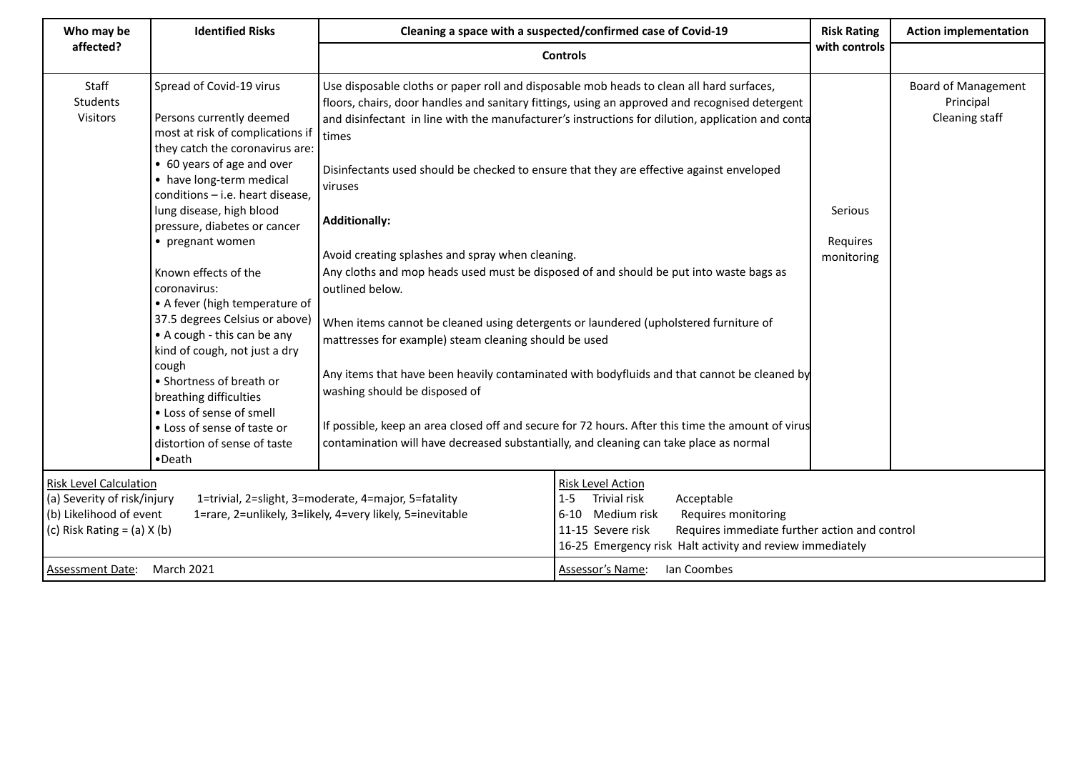| Who may be affected? | Identified Risks | Cleaning a space with a suspected/confirmed case of Covid-19 | Risk Rating with controls | Action implementation |
|---|---|---|---|---|
| | | Controls | | |
| Staff<br>Students<br>Visitors | Spread of Covid-19 virus<br><br>Persons currently deemed most at risk of complications if they catch the coronavirus are:<br>• 60 years of age and over<br>• have long-term medical conditions – i.e. heart disease, lung disease, high blood pressure, diabetes or cancer<br>• pregnant women<br><br>Known effects of the coronavirus:<br>• A fever (high temperature of 37.5 degrees Celsius or above)<br>• A cough - this can be any kind of cough, not just a dry cough<br>• Shortness of breath or breathing difficulties<br>• Loss of sense of smell<br>• Loss of sense of taste or distortion of sense of taste<br>•Death | Use disposable cloths or paper roll and disposable mob heads to clean all hard surfaces, floors, chairs, door handles and sanitary fittings, using an approved and recognised detergent and disinfectant in line with the manufacturer's instructions for dilution, application and conta times<br><br>Disinfectants used should be checked to ensure that they are effective against enveloped viruses<br><br>**Additionally:**<br><br>Avoid creating splashes and spray when cleaning.<br>Any cloths and mop heads used must be disposed of and should be put into waste bags as outlined below.<br><br>When items cannot be cleaned using detergents or laundered (upholstered furniture of mattresses for example) steam cleaning should be used<br><br>Any items that have been heavily contaminated with bodyfluids and that cannot be cleaned by washing should be disposed of<br><br>If possible, keep an area closed off and secure for 72 hours. After this time the amount of virus contamination will have decreased substantially, and cleaning can take place as normal | Serious<br><br>Requires monitoring | Board of Management<br>Principal<br>Cleaning staff |

| Risk Level Calculation | | Risk Level Action | |
|---|---|---|---|
| (a) Severity of risk/injury | 1=trivial, 2=slight, 3=moderate, 4=major, 5=fatality | 1-5 Trivial risk | Acceptable |
| (b) Likelihood of event | 1=rare, 2=unlikely, 3=likely, 4=very likely, 5=inevitable | 6-10 Medium risk | Requires monitoring |
| (c) Risk Rating = (a) X (b) | | 11-15 Severe risk | Requires immediate further action and control |
| | | 16-25 Emergency risk | Halt activity and review immediately |
| Assessment Date: | March 2021 | Assessor's Name: | Ian Coombes |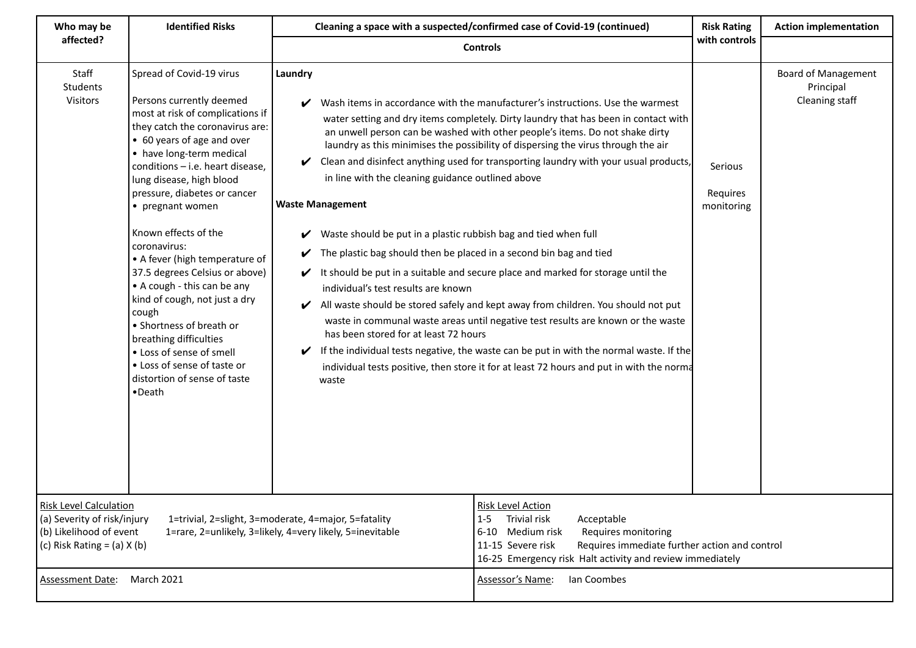| Who may be affected? | Identified Risks | Cleaning a space with a suspected/confirmed case of Covid-19 (continued)<br><br>Controls | Risk Rating with controls | Action implementation |
|---|---|---|---|---|
| Staff<br>Students<br>Visitors | Spread of Covid-19 virus<br><br>Persons currently deemed most at risk of complications if they catch the coronavirus are:<br>• 60 years of age and over<br>• have long-term medical conditions – i.e. heart disease, lung disease, high blood pressure, diabetes or cancer<br>• pregnant women<br><br>Known effects of the coronavirus:<br>• A fever (high temperature of 37.5 degrees Celsius or above)<br>• A cough - this can be any kind of cough, not just a dry cough<br>• Shortness of breath or breathing difficulties<br>• Loss of sense of smell<br>• Loss of sense of taste or distortion of sense of taste<br>•Death | **Laundry**<br><br>✔ Wash items in accordance with the manufacturer's instructions. Use the warmest water setting and dry items completely. Dirty laundry that has been in contact with an unwell person can be washed with other people's items. Do not shake dirty laundry as this minimises the possibility of dispersing the virus through the air<br>✔ Clean and disinfect anything used for transporting laundry with your usual products, in line with the cleaning guidance outlined above<br><br>**Waste Management**<br><br>✔ Waste should be put in a plastic rubbish bag and tied when full<br>✔ The plastic bag should then be placed in a second bin bag and tied<br>✔ It should be put in a suitable and secure place and marked for storage until the individual's test results are known<br>✔ All waste should be stored safely and kept away from children. You should not put waste in communal waste areas until negative test results are known or the waste has been stored for at least 72 hours<br>✔ If the individual tests negative, the waste can be put in with the normal waste. If the individual tests positive, then store it for at least 72 hours and put in with the normal waste | Serious<br><br>Requires monitoring | Board of Management<br>Principal<br>Cleaning staff |

| Risk Level Calculation | Risk Level Action |
|---|---|
| (a) Severity of risk/injury 1=trivial, 2=slight, 3=moderate, 4=major, 5=fatality<br>(b) Likelihood of event 1=rare, 2=unlikely, 3=likely, 4=very likely, 5=inevitable<br>(c) Risk Rating = (a) X (b) | 1-5 Trivial risk Acceptable<br>6-10 Medium risk Requires monitoring<br>11-15 Severe risk Requires immediate further action and control<br>16-25 Emergency risk Halt activity and review immediately |
| Assessment Date: March 2021 | Assessor's Name: Ian Coombes |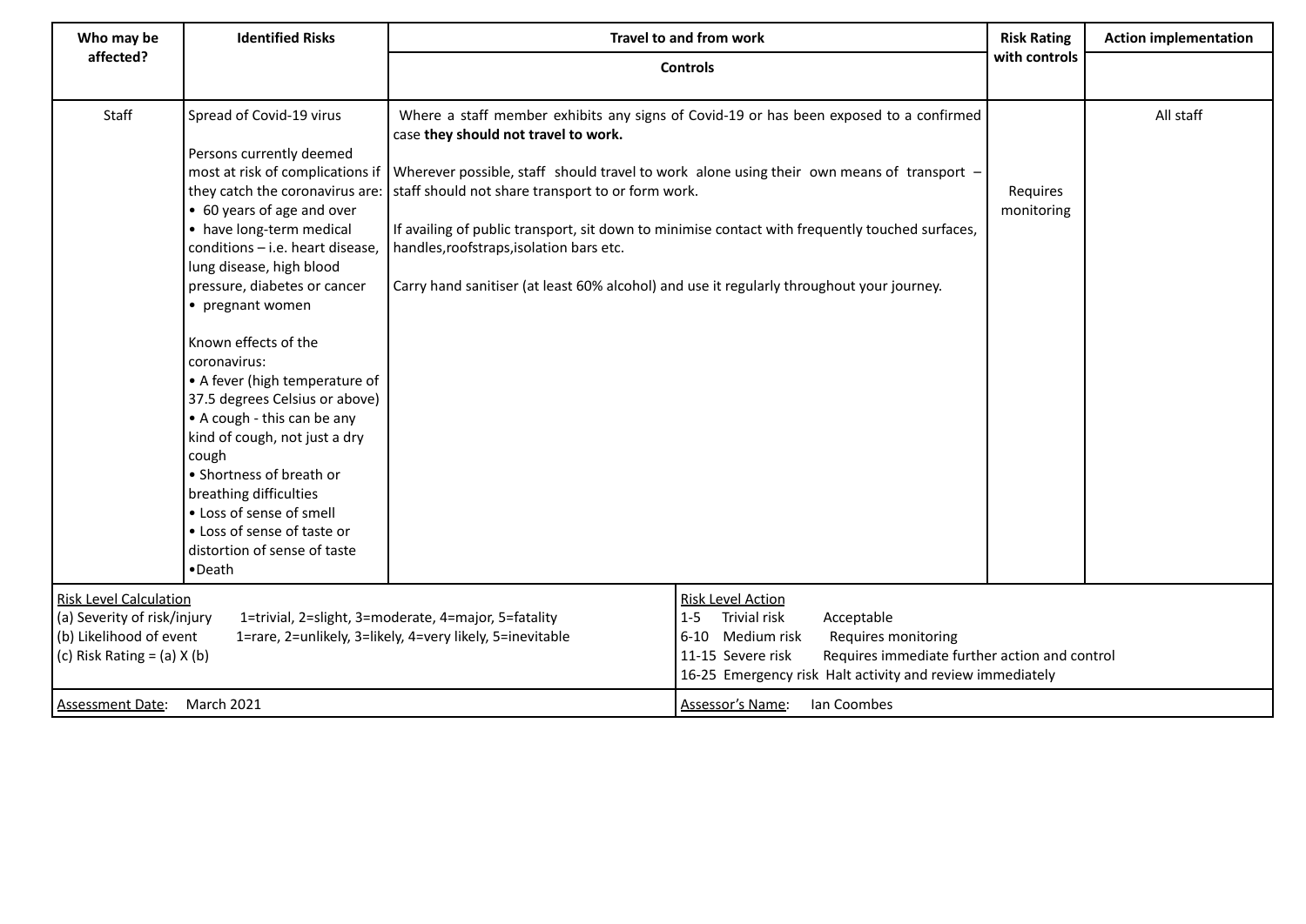| Who may be affected? | Identified Risks | Travel to and from work<br>Controls | Risk Rating with controls | Action implementation |
|---|---|---|---|---|
| Staff | Spread of Covid-19 virus<br><br>Persons currently deemed most at risk of complications if they catch the coronavirus are:<br>• 60 years of age and over<br>• have long-term medical conditions – i.e. heart disease, lung disease, high blood pressure, diabetes or cancer<br>• pregnant women<br><br>Known effects of the coronavirus:<br>• A fever (high temperature of 37.5 degrees Celsius or above)<br>• A cough - this can be any kind of cough, not just a dry cough<br>• Shortness of breath or breathing difficulties<br>• Loss of sense of smell<br>• Loss of sense of taste or distortion of sense of taste<br>•Death | Where a staff member exhibits any signs of Covid-19 or has been exposed to a confirmed case **they should not travel to work.**<br><br>Wherever possible, staff should travel to work alone using their own means of transport – staff should not share transport to or form work.<br><br>If availing of public transport, sit down to minimise contact with frequently touched surfaces, handles,roofstraps,isolation bars etc.<br><br>Carry hand sanitiser (at least 60% alcohol) and use it regularly throughout your journey. | Requires monitoring | All staff |

| Risk Level Calculation | Risk Level Action |
|---|---|
| (a) Severity of risk/injury 1=trivial, 2=slight, 3=moderate, 4=major, 5=fatality<br>(b) Likelihood of event 1=rare, 2=unlikely, 3=likely, 4=very likely, 5=inevitable<br>(c) Risk Rating = (a) X (b) | 1-5 Trivial risk Acceptable<br>6-10 Medium risk Requires monitoring<br>11-15 Severe risk Requires immediate further action and control<br>16-25 Emergency risk Halt activity and review immediately |
| Assessment Date: March 2021 | Assessor's Name: Ian Coombes |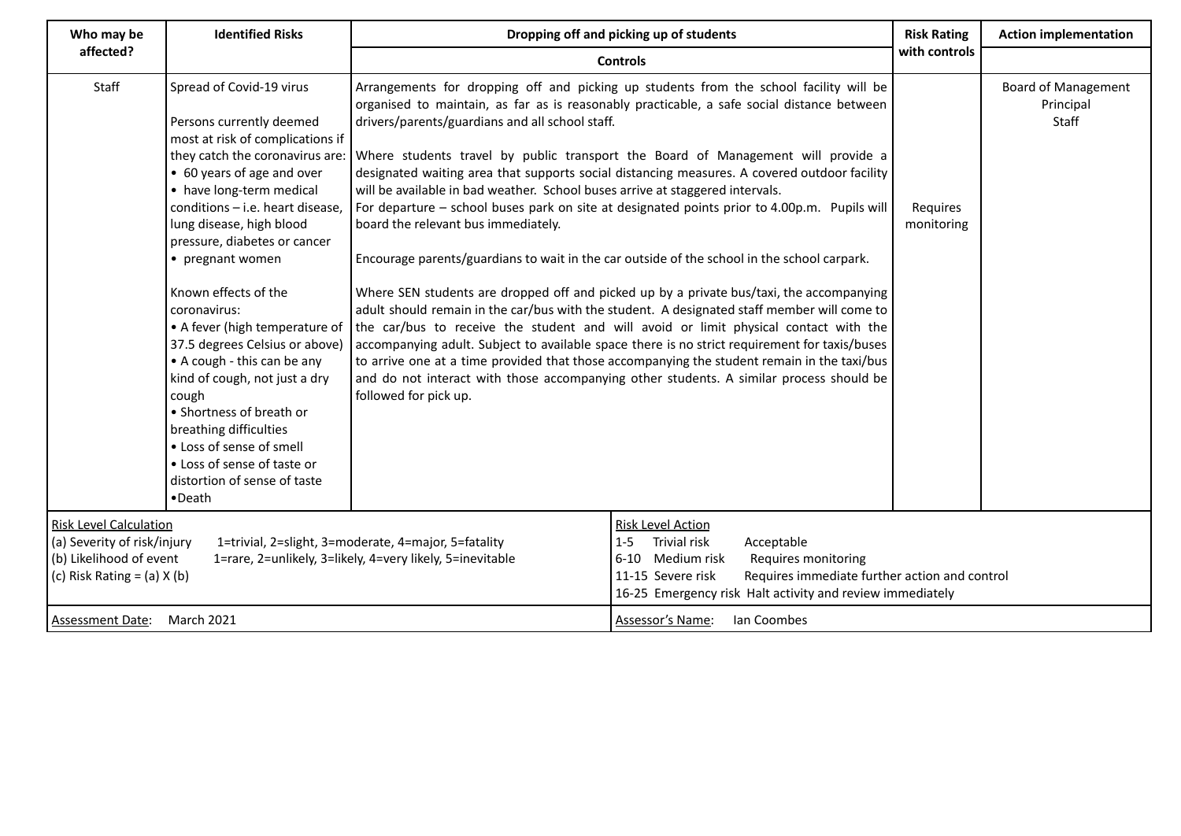| Who may be affected? | Identified Risks | Dropping off and picking up of students<br>Controls | Risk Rating with controls | Action implementation |
|---|---|---|---|---|
| Staff | Spread of Covid-19 virus<br><br>Persons currently deemed most at risk of complications if they catch the coronavirus are:<br>• 60 years of age and over<br>• have long-term medical conditions – i.e. heart disease, lung disease, high blood pressure, diabetes or cancer<br>• pregnant women<br><br>Known effects of the coronavirus:<br>• A fever (high temperature of 37.5 degrees Celsius or above)<br>• A cough - this can be any kind of cough, not just a dry cough<br>• Shortness of breath or breathing difficulties<br>• Loss of sense of smell<br>• Loss of sense of taste or distortion of sense of taste<br>•Death | Arrangements for dropping off and picking up students from the school facility will be organised to maintain, as far as is reasonably practicable, a safe social distance between drivers/parents/guardians and all school staff.<br><br>Where students travel by public transport the Board of Management will provide a designated waiting area that supports social distancing measures. A covered outdoor facility will be available in bad weather. School buses arrive at staggered intervals.<br>For departure – school buses park on site at designated points prior to 4.00p.m. Pupils will board the relevant bus immediately.<br><br>Encourage parents/guardians to wait in the car outside of the school in the school carpark.<br><br>Where SEN students are dropped off and picked up by a private bus/taxi, the accompanying adult should remain in the car/bus with the student. A designated staff member will come to the car/bus to receive the student and will avoid or limit physical contact with the accompanying adult. Subject to available space there is no strict requirement for taxis/buses to arrive one at a time provided that those accompanying the student remain in the taxi/bus and do not interact with those accompanying other students. A similar process should be followed for pick up. | Requires monitoring | Board of Management<br>Principal<br>Staff |

| Risk Level Calculation | Risk Level Action |
|---|---|
| (a) Severity of risk/injury 1=trivial, 2=slight, 3=moderate, 4=major, 5=fatality<br>(b) Likelihood of event 1=rare, 2=unlikely, 3=likely, 4=very likely, 5=inevitable<br>(c) Risk Rating = (a) X (b) | 1-5 Trivial risk Acceptable<br>6-10 Medium risk Requires monitoring<br>11-15 Severe risk Requires immediate further action and control<br>16-25 Emergency risk Halt activity and review immediately |
| Assessment Date: March 2021 | Assessor's Name: Ian Coombes |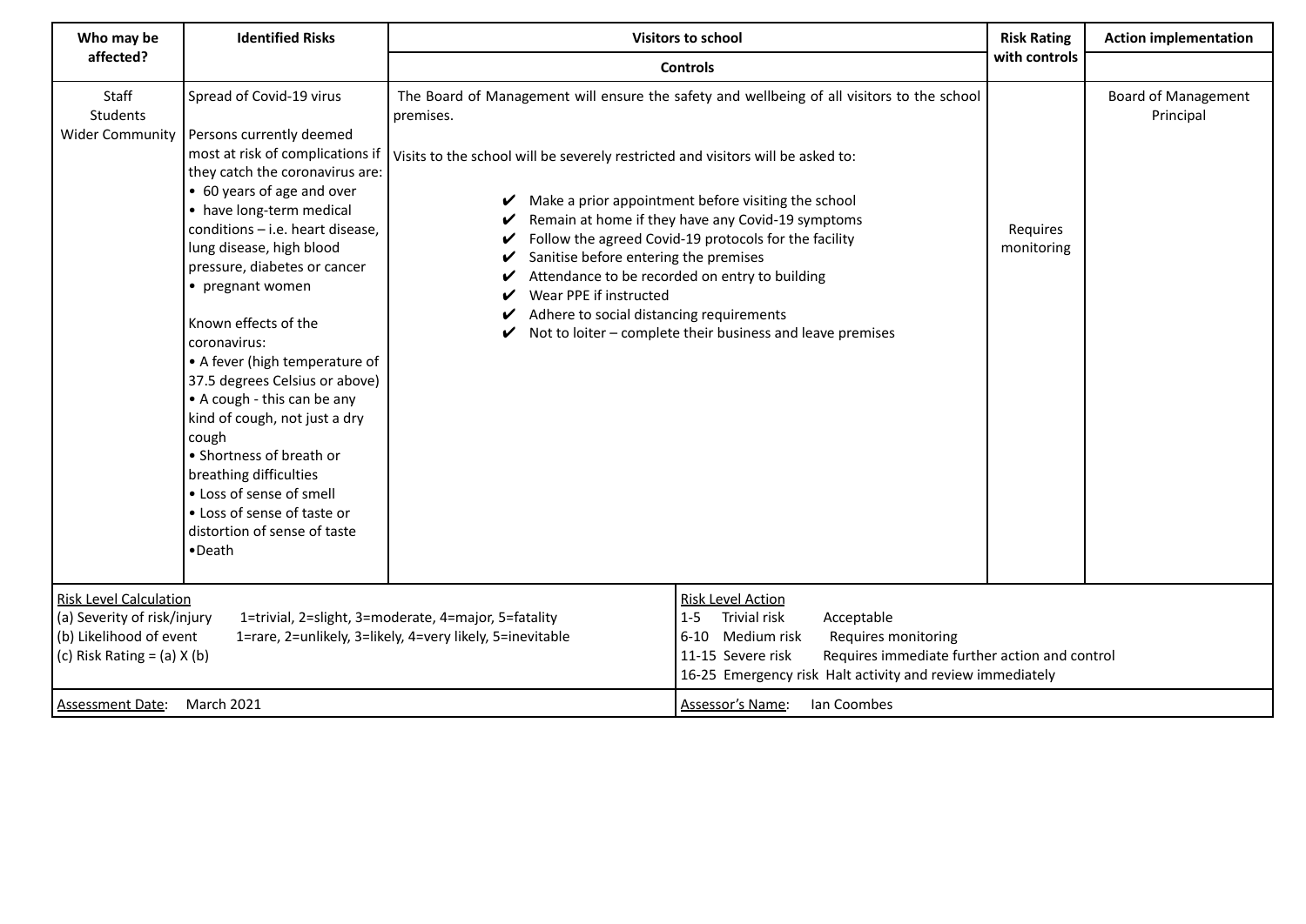| Who may be affected? | Identified Risks | Visitors to school | Risk Rating with controls | Action implementation |
|---|---|---|---|---|
| | | **Controls** | | |
| Staff<br>Students<br>Wider Community | Spread of Covid-19 virus<br><br>Persons currently deemed most at risk of complications if they catch the coronavirus are:<br>• 60 years of age and over<br>• have long-term medical conditions – i.e. heart disease, lung disease, high blood pressure, diabetes or cancer<br>• pregnant women<br><br>Known effects of the coronavirus:<br>• A fever (high temperature of 37.5 degrees Celsius or above)<br>• A cough - this can be any kind of cough, not just a dry cough<br>• Shortness of breath or breathing difficulties<br>• Loss of sense of smell<br>• Loss of sense of taste or distortion of sense of taste<br>•Death | The Board of Management will ensure the safety and wellbeing of all visitors to the school premises.<br><br>Visits to the school will be severely restricted and visitors will be asked to:<br><br>✔ Make a prior appointment before visiting the school<br>✔ Remain at home if they have any Covid-19 symptoms<br>✔ Follow the agreed Covid-19 protocols for the facility<br>✔ Sanitise before entering the premises<br>✔ Attendance to be recorded on entry to building<br>✔ Wear PPE if instructed<br>✔ Adhere to social distancing requirements<br>✔ Not to loiter – complete their business and leave premises | Requires monitoring | Board of Management<br>Principal |

| Risk Level Calculation | Risk Level Action |
|---|---|
| (a) Severity of risk/injury 1=trivial, 2=slight, 3=moderate, 4=major, 5=fatality<br>(b) Likelihood of event 1=rare, 2=unlikely, 3=likely, 4=very likely, 5=inevitable<br>(c) Risk Rating = (a) X (b) | 1-5 Trivial risk Acceptable<br>6-10 Medium risk Requires monitoring<br>11-15 Severe risk Requires immediate further action and control<br>16-25 Emergency risk Halt activity and review immediately |
| Assessment Date: March 2021 | Assessor's Name: Ian Coombes |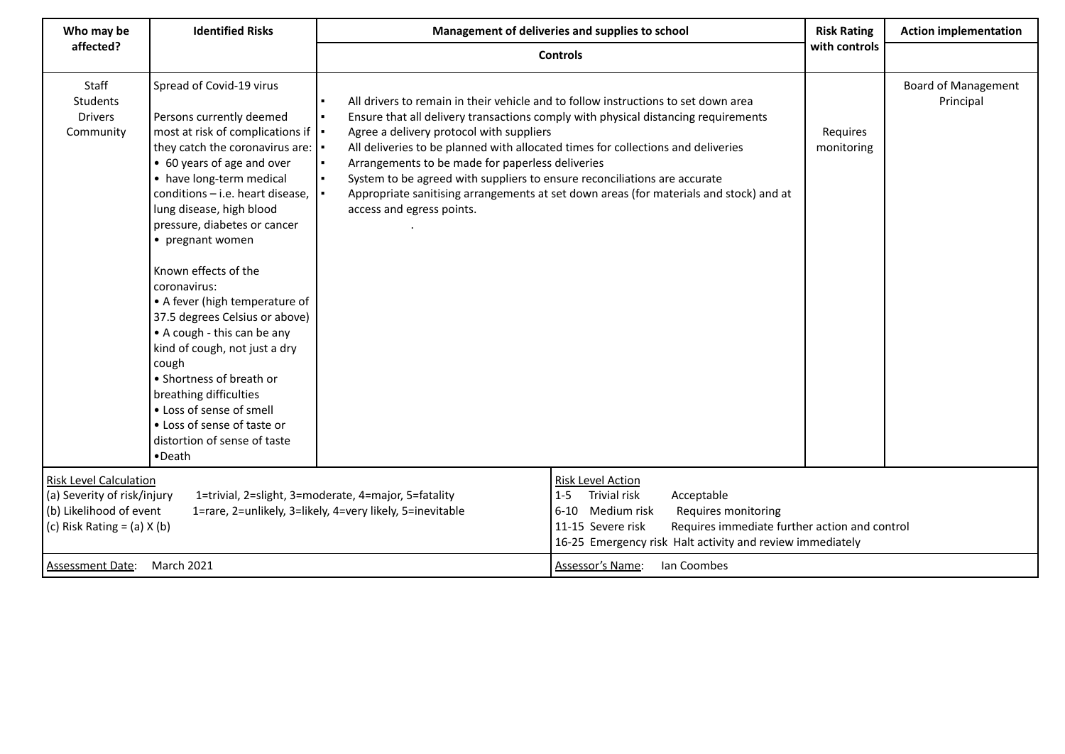| Who may be affected? | Identified Risks | Management of deliveries and supplies to school<br>Controls | Risk Rating with controls | Action implementation |
|---|---|---|---|---|
| Staff<br>Students<br>Drivers<br>Community | Spread of Covid-19 virus<br><br>Persons currently deemed most at risk of complications if they catch the coronavirus are:<br>• 60 years of age and over<br>• have long-term medical conditions – i.e. heart disease, lung disease, high blood pressure, diabetes or cancer<br>• pregnant women<br><br>Known effects of the coronavirus:<br>• A fever (high temperature of 37.5 degrees Celsius or above)<br>• A cough - this can be any kind of cough, not just a dry cough<br>• Shortness of breath or breathing difficulties<br>• Loss of sense of smell<br>• Loss of sense of taste or distortion of sense of taste<br>•Death | ▪ All drivers to remain in their vehicle and to follow instructions to set down area<br>▪ Ensure that all delivery transactions comply with physical distancing requirements<br>▪ Agree a delivery protocol with suppliers<br>▪ All deliveries to be planned with allocated times for collections and deliveries<br>▪ Arrangements to be made for paperless deliveries<br>▪ System to be agreed with suppliers to ensure reconciliations are accurate<br>▪ Appropriate sanitising arrangements at set down areas (for materials and stock) and at access and egress points.<br>. | Requires monitoring | Board of Management<br>Principal |

| | |
|---|---|
| <u>Risk Level Calculation</u><br>(a) Severity of risk/injury 1=trivial, 2=slight, 3=moderate, 4=major, 5=fatality<br>(b) Likelihood of event 1=rare, 2=unlikely, 3=likely, 4=very likely, 5=inevitable<br>(c) Risk Rating = (a) X (b) | <u>Risk Level Action</u><br>1-5 Trivial risk Acceptable<br>6-10 Medium risk Requires monitoring<br>11-15 Severe risk Requires immediate further action and control<br>16-25 Emergency risk Halt activity and review immediately |
| <u>Assessment Date</u>: March 2021 | <u>Assessor's Name</u>: Ian Coombes |